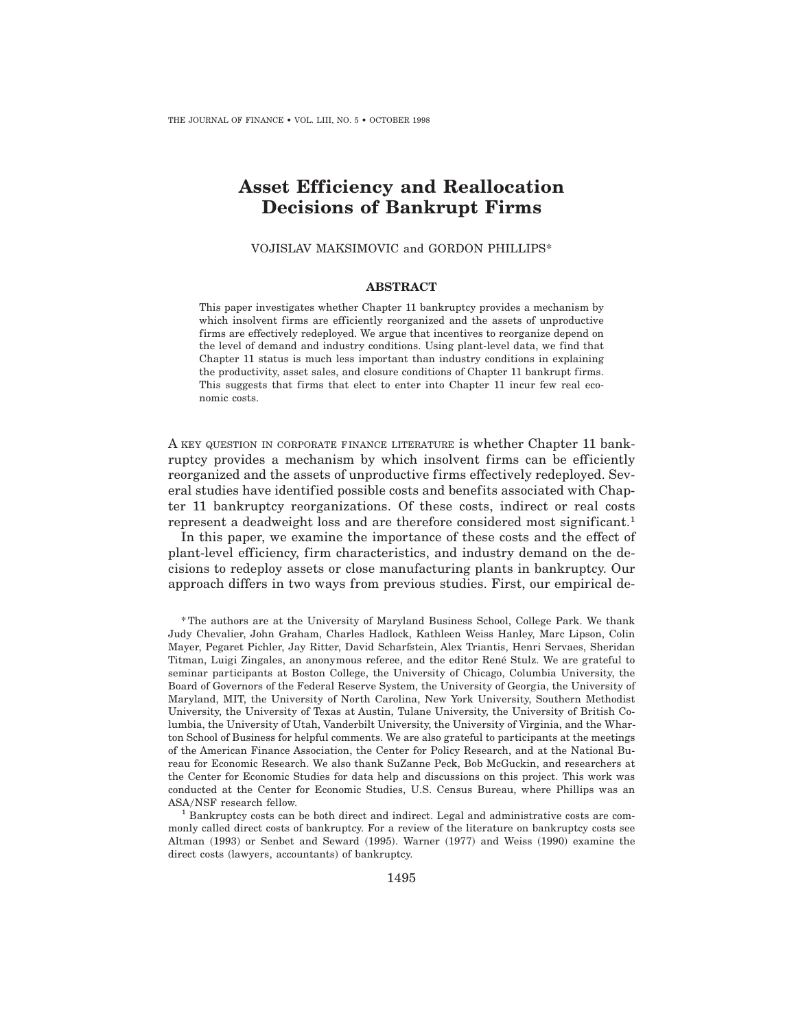# Asset Efficiency and Reallocation Decisions of Bankrupt Firms

VOJISLAV MAKSIMOVIC and GORDON PHILLIPS*

## ABSTRACT

This paper investigates whether Chapter 11 bankruptcy provides a mechanism by which insolvent firms are efficiently reorganized and the assets of unproductive firms are effectively redeployed. We argue that incentives to reorganize depend on the level of demand and industry conditions. Using plant-level data, we find that Chapter 11 status is much less important than industry conditions in explaining the productivity, asset sales, and closure conditions of Chapter 11 bankrupt firms. This suggests that firms that elect to enter into Chapter 11 incur few real economic costs.

A KEY QUESTION IN CORPORATE FINANCE LITERATURE is whether Chapter 11 bankruptcy provides a mechanism by which insolvent firms can be efficiently reorganized and the assets of unproductive firms effectively redeployed. Several studies have identified possible costs and benefits associated with Chapter 11 bankruptcy reorganizations. Of these costs, indirect or real costs represent a deadweight loss and are therefore considered most significant.[1]

In this paper, we examine the importance of these costs and the effect of plant-level efficiency, firm characteristics, and industry demand on the decisions to redeploy assets or close manufacturing plants in bankruptcy. Our approach differs in two ways from previous studies. First, our empirical de-

*The authors are at the University of Maryland Business School, College Park. We thank Judy Chevalier, John Graham, Charles Hadlock, Kathleen Weiss Hanley, Marc Lipson, Colin Mayer, Pegaret Pichler, Jay Ritter, David Scharfstein, Alex Triantis, Henri Servaes, Sheridan Titman, Luigi Zingales, an anonymous referee, and the editor René Stulz. We are grateful to seminar participants at Boston College, the University of Chicago, Columbia University, the Board of Governors of the Federal Reserve System, the University of Georgia, the University of Maryland, MIT, the University of North Carolina, New York University, Southern Methodist University, the University of Texas at Austin, Tulane University, the University of British Columbia, the University of Utah, Vanderbilt University, the University of Virginia, and the Wharton School of Business for helpful comments. We are also grateful to participants at the meetings of the American Finance Association, the Center for Policy Research, and at the National Bureau for Economic Research. We also thank SuZanne Peck, Bob McGuckin, and researchers at the Center for Economic Studies for data help and discussions on this project. This work was conducted at the Center for Economic Studies, U.S. Census Bureau, where Phillips was an ASA/NSF research fellow.

[1] Bankruptcy costs can be both direct and indirect. Legal and administrative costs are commonly called direct costs of bankruptcy. For a review of the literature on bankruptcy costs see Altman (1993) or Senbet and Seward (1995). Warner (1977) and Weiss (1990) examine the direct costs (lawyers, accountants) of bankruptcy.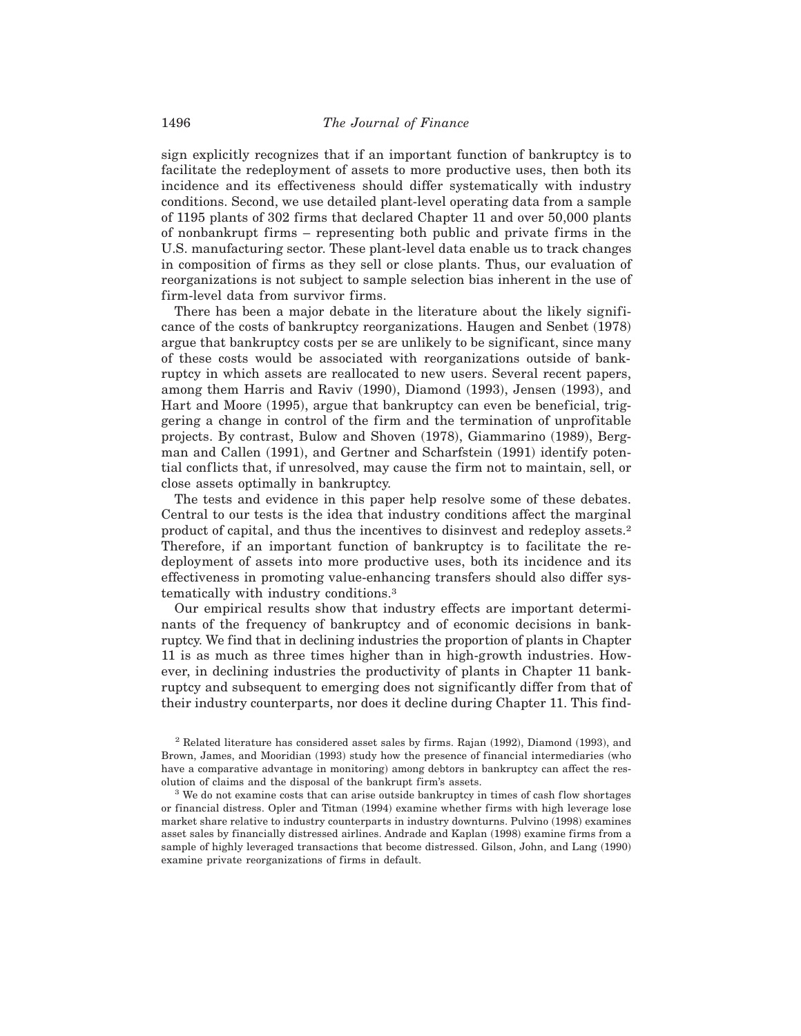sign explicitly recognizes that if an important function of bankruptcy is to facilitate the redeployment of assets to more productive uses, then both its incidence and its effectiveness should differ systematically with industry conditions. Second, we use detailed plant-level operating data from a sample of 1195 plants of 302 firms that declared Chapter 11 and over 50,000 plants of nonbankrupt firms – representing both public and private firms in the U.S. manufacturing sector. These plant-level data enable us to track changes in composition of firms as they sell or close plants. Thus, our evaluation of reorganizations is not subject to sample selection bias inherent in the use of firm-level data from survivor firms.

There has been a major debate in the literature about the likely significance of the costs of bankruptcy reorganizations. Haugen and Senbet (1978) argue that bankruptcy costs per se are unlikely to be significant, since many of these costs would be associated with reorganizations outside of bankruptcy in which assets are reallocated to new users. Several recent papers, among them Harris and Raviv (1990), Diamond (1993), Jensen (1993), and Hart and Moore (1995), argue that bankruptcy can even be beneficial, triggering a change in control of the firm and the termination of unprofitable projects. By contrast, Bulow and Shoven (1978), Giammarino (1989), Bergman and Callen (1991), and Gertner and Scharfstein (1991) identify potential conflicts that, if unresolved, may cause the firm not to maintain, sell, or close assets optimally in bankruptcy.

The tests and evidence in this paper help resolve some of these debates. Central to our tests is the idea that industry conditions affect the marginal product of capital, and thus the incentives to disinvest and redeploy assets.[2] Therefore, if an important function of bankruptcy is to facilitate the redeployment of assets into more productive uses, both its incidence and its effectiveness in promoting value-enhancing transfers should also differ systematically with industry conditions.[3]

Our empirical results show that industry effects are important determinants of the frequency of bankruptcy and of economic decisions in bankruptcy. We find that in declining industries the proportion of plants in Chapter 11 is as much as three times higher than in high-growth industries. However, in declining industries the productivity of plants in Chapter 11 bankruptcy and subsequent to emerging does not significantly differ from that of their industry counterparts, nor does it decline during Chapter 11. This find-

[2] Related literature has considered asset sales by firms. Rajan (1992), Diamond (1993), and Brown, James, and Mooridian (1993) study how the presence of financial intermediaries (who have a comparative advantage in monitoring) among debtors in bankruptcy can affect the resolution of claims and the disposal of the bankrupt firm's assets.

[3] We do not examine costs that can arise outside bankruptcy in times of cash flow shortages or financial distress. Opler and Titman (1994) examine whether firms with high leverage lose market share relative to industry counterparts in industry downturns. Pulvino (1998) examines asset sales by financially distressed airlines. Andrade and Kaplan (1998) examine firms from a sample of highly leveraged transactions that become distressed. Gilson, John, and Lang (1990) examine private reorganizations of firms in default.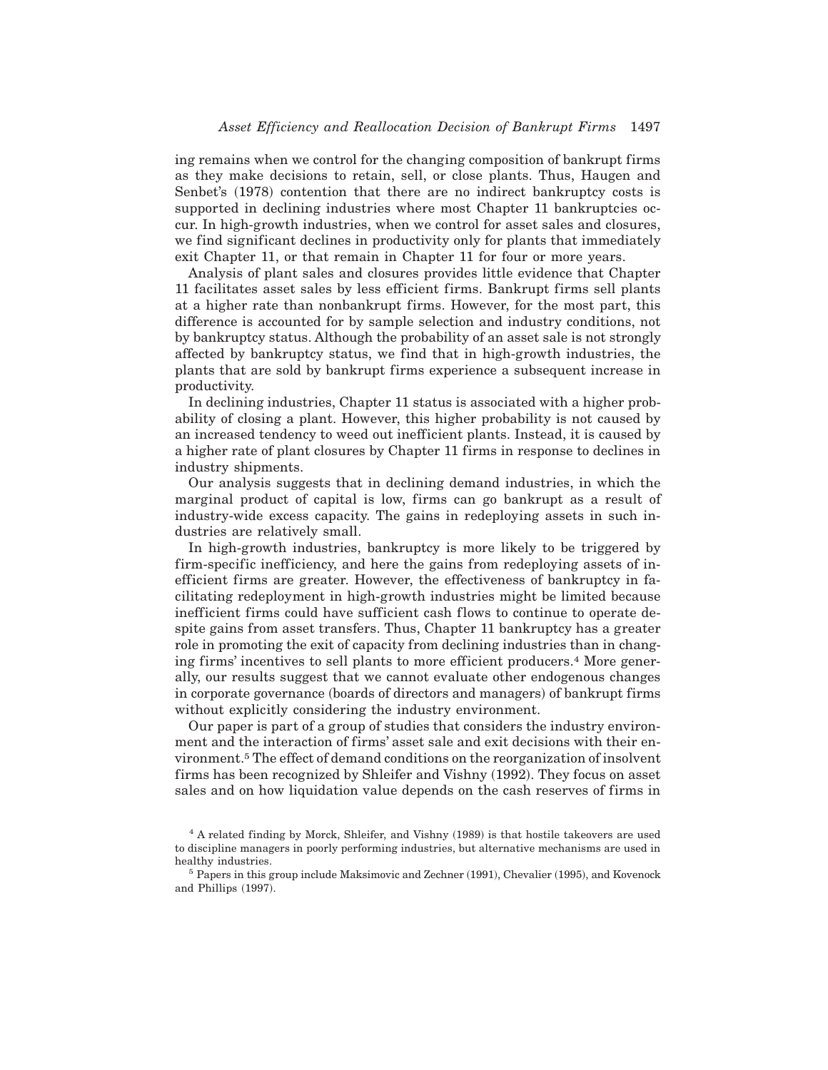ing remains when we control for the changing composition of bankrupt firms as they make decisions to retain, sell, or close plants. Thus, Haugen and Senbet's (1978) contention that there are no indirect bankruptcy costs is supported in declining industries where most Chapter 11 bankruptcies occur. In high-growth industries, when we control for asset sales and closures, we find significant declines in productivity only for plants that immediately exit Chapter 11, or that remain in Chapter 11 for four or more years.

Analysis of plant sales and closures provides little evidence that Chapter 11 facilitates asset sales by less efficient firms. Bankrupt firms sell plants at a higher rate than nonbankrupt firms. However, for the most part, this difference is accounted for by sample selection and industry conditions, not by bankruptcy status. Although the probability of an asset sale is not strongly affected by bankruptcy status, we find that in high-growth industries, the plants that are sold by bankrupt firms experience a subsequent increase in productivity.

In declining industries, Chapter 11 status is associated with a higher probability of closing a plant. However, this higher probability is not caused by an increased tendency to weed out inefficient plants. Instead, it is caused by a higher rate of plant closures by Chapter 11 firms in response to declines in industry shipments.

Our analysis suggests that in declining demand industries, in which the marginal product of capital is low, firms can go bankrupt as a result of industry-wide excess capacity. The gains in redeploying assets in such industries are relatively small.

In high-growth industries, bankruptcy is more likely to be triggered by firm-specific inefficiency, and here the gains from redeploying assets of inefficient firms are greater. However, the effectiveness of bankruptcy in facilitating redeployment in high-growth industries might be limited because inefficient firms could have sufficient cash flows to continue to operate despite gains from asset transfers. Thus, Chapter 11 bankruptcy has a greater role in promoting the exit of capacity from declining industries than in changing firms' incentives to sell plants to more efficient producers.[4] More generally, our results suggest that we cannot evaluate other endogenous changes in corporate governance (boards of directors and managers) of bankrupt firms without explicitly considering the industry environment.

Our paper is part of a group of studies that considers the industry environment and the interaction of firms' asset sale and exit decisions with their environment.[5] The effect of demand conditions on the reorganization of insolvent firms has been recognized by Shleifer and Vishny (1992). They focus on asset sales and on how liquidation value depends on the cash reserves of firms in

[4] A related finding by Morck, Shleifer, and Vishny (1989) is that hostile takeovers are used to discipline managers in poorly performing industries, but alternative mechanisms are used in healthy industries.

[5] Papers in this group include Maksimovic and Zechner (1991), Chevalier (1995), and Kovenock and Phillips (1997).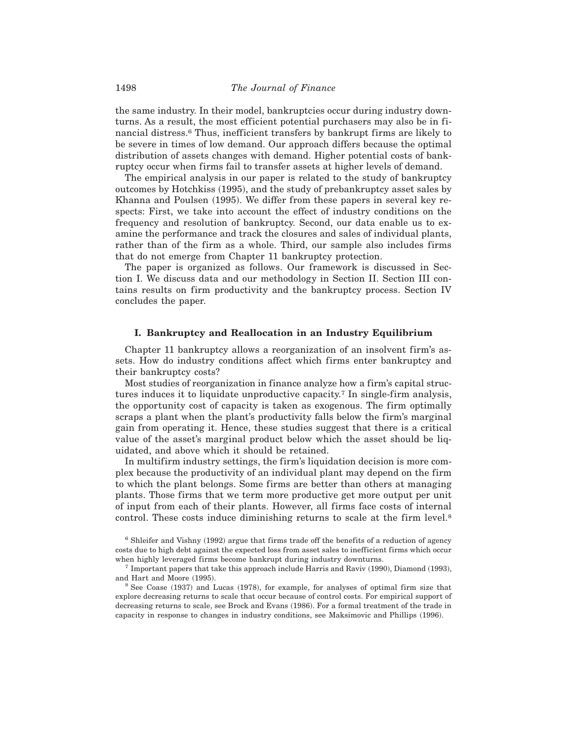the same industry. In their model, bankruptcies occur during industry downturns. As a result, the most efficient potential purchasers may also be in financial distress.[6] Thus, inefficient transfers by bankrupt firms are likely to be severe in times of low demand. Our approach differs because the optimal distribution of assets changes with demand. Higher potential costs of bankruptcy occur when firms fail to transfer assets at higher levels of demand.

The empirical analysis in our paper is related to the study of bankruptcy outcomes by Hotchkiss (1995), and the study of prebankruptcy asset sales by Khanna and Poulsen (1995). We differ from these papers in several key respects: First, we take into account the effect of industry conditions on the frequency and resolution of bankruptcy. Second, our data enable us to examine the performance and track the closures and sales of individual plants, rather than of the firm as a whole. Third, our sample also includes firms that do not emerge from Chapter 11 bankruptcy protection.

The paper is organized as follows. Our framework is discussed in Section I. We discuss data and our methodology in Section II. Section III contains results on firm productivity and the bankruptcy process. Section IV concludes the paper.

## I. Bankruptcy and Reallocation in an Industry Equilibrium

Chapter 11 bankruptcy allows a reorganization of an insolvent firm's assets. How do industry conditions affect which firms enter bankruptcy and their bankruptcy costs?

Most studies of reorganization in finance analyze how a firm's capital structures induces it to liquidate unproductive capacity.[7] In single-firm analysis, the opportunity cost of capacity is taken as exogenous. The firm optimally scraps a plant when the plant's productivity falls below the firm's marginal gain from operating it. Hence, these studies suggest that there is a critical value of the asset's marginal product below which the asset should be liquidated, and above which it should be retained.

In multifirm industry settings, the firm's liquidation decision is more complex because the productivity of an individual plant may depend on the firm to which the plant belongs. Some firms are better than others at managing plants. Those firms that we term more productive get more output per unit of input from each of their plants. However, all firms face costs of internal control. These costs induce diminishing returns to scale at the firm level.[8]

[6] Shleifer and Vishny (1992) argue that firms trade off the benefits of a reduction of agency costs due to high debt against the expected loss from asset sales to inefficient firms which occur when highly leveraged firms become bankrupt during industry downturns.

[7] Important papers that take this approach include Harris and Raviv (1990), Diamond (1993), and Hart and Moore (1995).

[8] See Coase (1937) and Lucas (1978), for example, for analyses of optimal firm size that explore decreasing returns to scale that occur because of control costs. For empirical support of decreasing returns to scale, see Brock and Evans (1986). For a formal treatment of the trade in capacity in response to changes in industry conditions, see Maksimovic and Phillips (1996).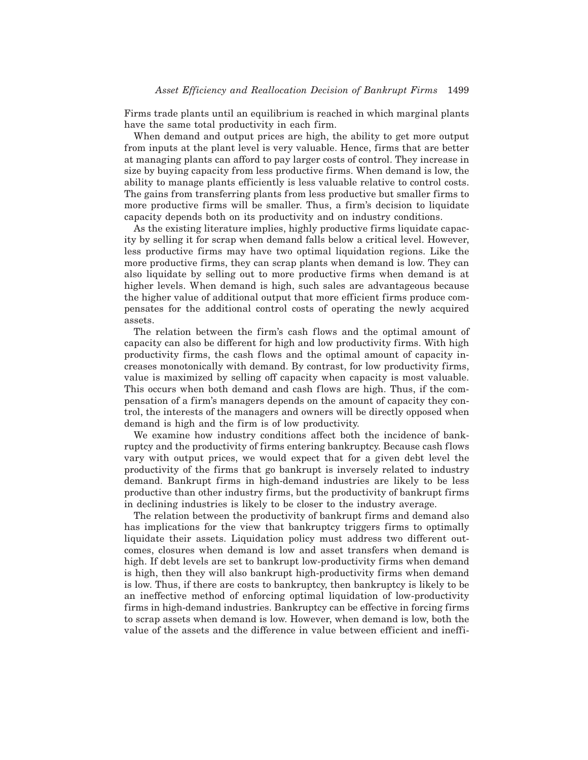Firms trade plants until an equilibrium is reached in which marginal plants have the same total productivity in each firm.

When demand and output prices are high, the ability to get more output from inputs at the plant level is very valuable. Hence, firms that are better at managing plants can afford to pay larger costs of control. They increase in size by buying capacity from less productive firms. When demand is low, the ability to manage plants efficiently is less valuable relative to control costs. The gains from transferring plants from less productive but smaller firms to more productive firms will be smaller. Thus, a firm's decision to liquidate capacity depends both on its productivity and on industry conditions.

As the existing literature implies, highly productive firms liquidate capacity by selling it for scrap when demand falls below a critical level. However, less productive firms may have two optimal liquidation regions. Like the more productive firms, they can scrap plants when demand is low. They can also liquidate by selling out to more productive firms when demand is at higher levels. When demand is high, such sales are advantageous because the higher value of additional output that more efficient firms produce compensates for the additional control costs of operating the newly acquired assets.

The relation between the firm's cash flows and the optimal amount of capacity can also be different for high and low productivity firms. With high productivity firms, the cash flows and the optimal amount of capacity increases monotonically with demand. By contrast, for low productivity firms, value is maximized by selling off capacity when capacity is most valuable. This occurs when both demand and cash flows are high. Thus, if the compensation of a firm's managers depends on the amount of capacity they control, the interests of the managers and owners will be directly opposed when demand is high and the firm is of low productivity.

We examine how industry conditions affect both the incidence of bankruptcy and the productivity of firms entering bankruptcy. Because cash flows vary with output prices, we would expect that for a given debt level the productivity of the firms that go bankrupt is inversely related to industry demand. Bankrupt firms in high-demand industries are likely to be less productive than other industry firms, but the productivity of bankrupt firms in declining industries is likely to be closer to the industry average.

The relation between the productivity of bankrupt firms and demand also has implications for the view that bankruptcy triggers firms to optimally liquidate their assets. Liquidation policy must address two different outcomes, closures when demand is low and asset transfers when demand is high. If debt levels are set to bankrupt low-productivity firms when demand is high, then they will also bankrupt high-productivity firms when demand is low. Thus, if there are costs to bankruptcy, then bankruptcy is likely to be an ineffective method of enforcing optimal liquidation of low-productivity firms in high-demand industries. Bankruptcy can be effective in forcing firms to scrap assets when demand is low. However, when demand is low, both the value of the assets and the difference in value between efficient and ineffi-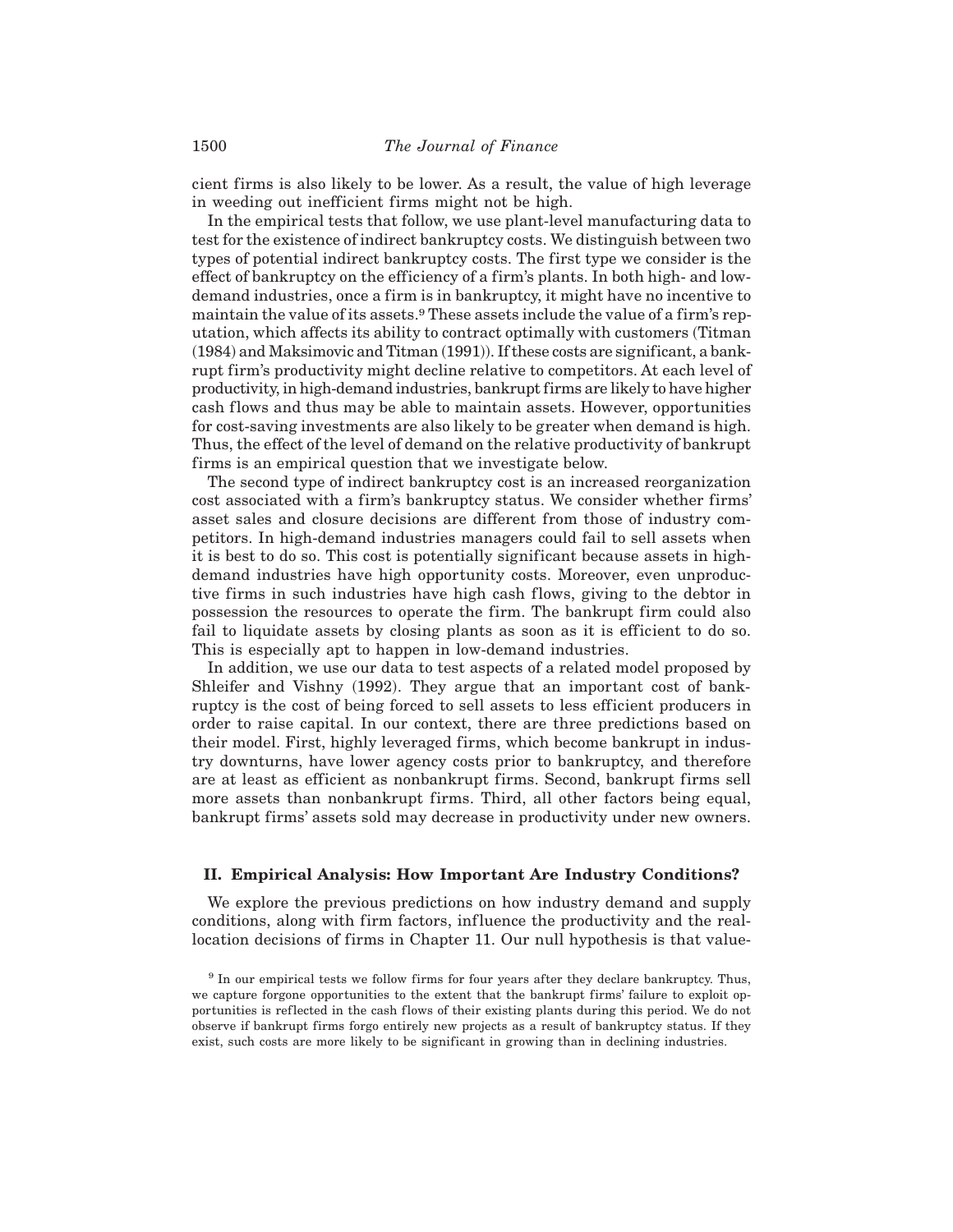cient firms is also likely to be lower. As a result, the value of high leverage in weeding out inefficient firms might not be high.

In the empirical tests that follow, we use plant-level manufacturing data to test for the existence of indirect bankruptcy costs. We distinguish between two types of potential indirect bankruptcy costs. The first type we consider is the effect of bankruptcy on the efficiency of a firm's plants. In both high- and low-demand industries, once a firm is in bankruptcy, it might have no incentive to maintain the value of its assets.[9] These assets include the value of a firm's reputation, which affects its ability to contract optimally with customers (Titman (1984) and Maksimovic and Titman (1991)). If these costs are significant, a bankrupt firm's productivity might decline relative to competitors. At each level of productivity, in high-demand industries, bankrupt firms are likely to have higher cash flows and thus may be able to maintain assets. However, opportunities for cost-saving investments are also likely to be greater when demand is high. Thus, the effect of the level of demand on the relative productivity of bankrupt firms is an empirical question that we investigate below.

The second type of indirect bankruptcy cost is an increased reorganization cost associated with a firm's bankruptcy status. We consider whether firms' asset sales and closure decisions are different from those of industry competitors. In high-demand industries managers could fail to sell assets when it is best to do so. This cost is potentially significant because assets in high-demand industries have high opportunity costs. Moreover, even unproductive firms in such industries have high cash flows, giving to the debtor in possession the resources to operate the firm. The bankrupt firm could also fail to liquidate assets by closing plants as soon as it is efficient to do so. This is especially apt to happen in low-demand industries.

In addition, we use our data to test aspects of a related model proposed by Shleifer and Vishny (1992). They argue that an important cost of bankruptcy is the cost of being forced to sell assets to less efficient producers in order to raise capital. In our context, there are three predictions based on their model. First, highly leveraged firms, which become bankrupt in industry downturns, have lower agency costs prior to bankruptcy, and therefore are at least as efficient as nonbankrupt firms. Second, bankrupt firms sell more assets than nonbankrupt firms. Third, all other factors being equal, bankrupt firms' assets sold may decrease in productivity under new owners.

## II. Empirical Analysis: How Important Are Industry Conditions?

We explore the previous predictions on how industry demand and supply conditions, along with firm factors, influence the productivity and the reallocation decisions of firms in Chapter 11. Our null hypothesis is that value-

[9] In our empirical tests we follow firms for four years after they declare bankruptcy. Thus, we capture forgone opportunities to the extent that the bankrupt firms' failure to exploit opportunities is reflected in the cash flows of their existing plants during this period. We do not observe if bankrupt firms forgo entirely new projects as a result of bankruptcy status. If they exist, such costs are more likely to be significant in growing than in declining industries.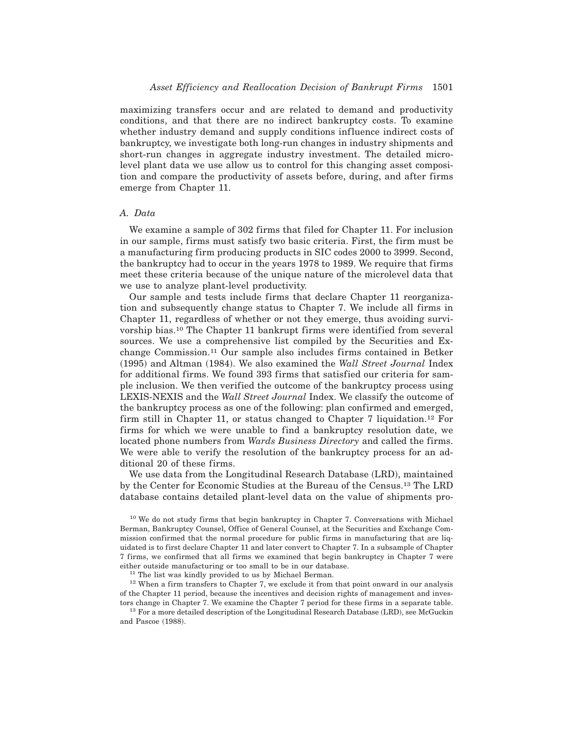maximizing transfers occur and are related to demand and productivity conditions, and that there are no indirect bankruptcy costs. To examine whether industry demand and supply conditions influence indirect costs of bankruptcy, we investigate both long-run changes in industry shipments and short-run changes in aggregate industry investment. The detailed microlevel plant data we use allow us to control for this changing asset composition and compare the productivity of assets before, during, and after firms emerge from Chapter 11.

### A. Data

We examine a sample of 302 firms that filed for Chapter 11. For inclusion in our sample, firms must satisfy two basic criteria. First, the firm must be a manufacturing firm producing products in SIC codes 2000 to 3999. Second, the bankruptcy had to occur in the years 1978 to 1989. We require that firms meet these criteria because of the unique nature of the microlevel data that we use to analyze plant-level productivity.

Our sample and tests include firms that declare Chapter 11 reorganization and subsequently change status to Chapter 7. We include all firms in Chapter 11, regardless of whether or not they emerge, thus avoiding survivorship bias.[10] The Chapter 11 bankrupt firms were identified from several sources. We use a comprehensive list compiled by the Securities and Exchange Commission.[11] Our sample also includes firms contained in Betker (1995) and Altman (1984). We also examined the *Wall Street Journal* Index for additional firms. We found 393 firms that satisfied our criteria for sample inclusion. We then verified the outcome of the bankruptcy process using LEXIS-NEXIS and the *Wall Street Journal* Index. We classify the outcome of the bankruptcy process as one of the following: plan confirmed and emerged, firm still in Chapter 11, or status changed to Chapter 7 liquidation.[12] For firms for which we were unable to find a bankruptcy resolution date, we located phone numbers from *Wards Business Directory* and called the firms. We were able to verify the resolution of the bankruptcy process for an additional 20 of these firms.

We use data from the Longitudinal Research Database (LRD), maintained by the Center for Economic Studies at the Bureau of the Census.[13] The LRD database contains detailed plant-level data on the value of shipments pro-

---

[10] We do not study firms that begin bankruptcy in Chapter 7. Conversations with Michael Berman, Bankruptcy Counsel, Office of General Counsel, at the Securities and Exchange Commission confirmed that the normal procedure for public firms in manufacturing that are liquidated is to first declare Chapter 11 and later convert to Chapter 7. In a subsample of Chapter 7 firms, we confirmed that all firms we examined that begin bankruptcy in Chapter 7 were either outside manufacturing or too small to be in our database.

[11] The list was kindly provided to us by Michael Berman.

[12] When a firm transfers to Chapter 7, we exclude it from that point onward in our analysis of the Chapter 11 period, because the incentives and decision rights of management and investors change in Chapter 7. We examine the Chapter 7 period for these firms in a separate table.

[13] For a more detailed description of the Longitudinal Research Database (LRD), see McGuckin and Pascoe (1988).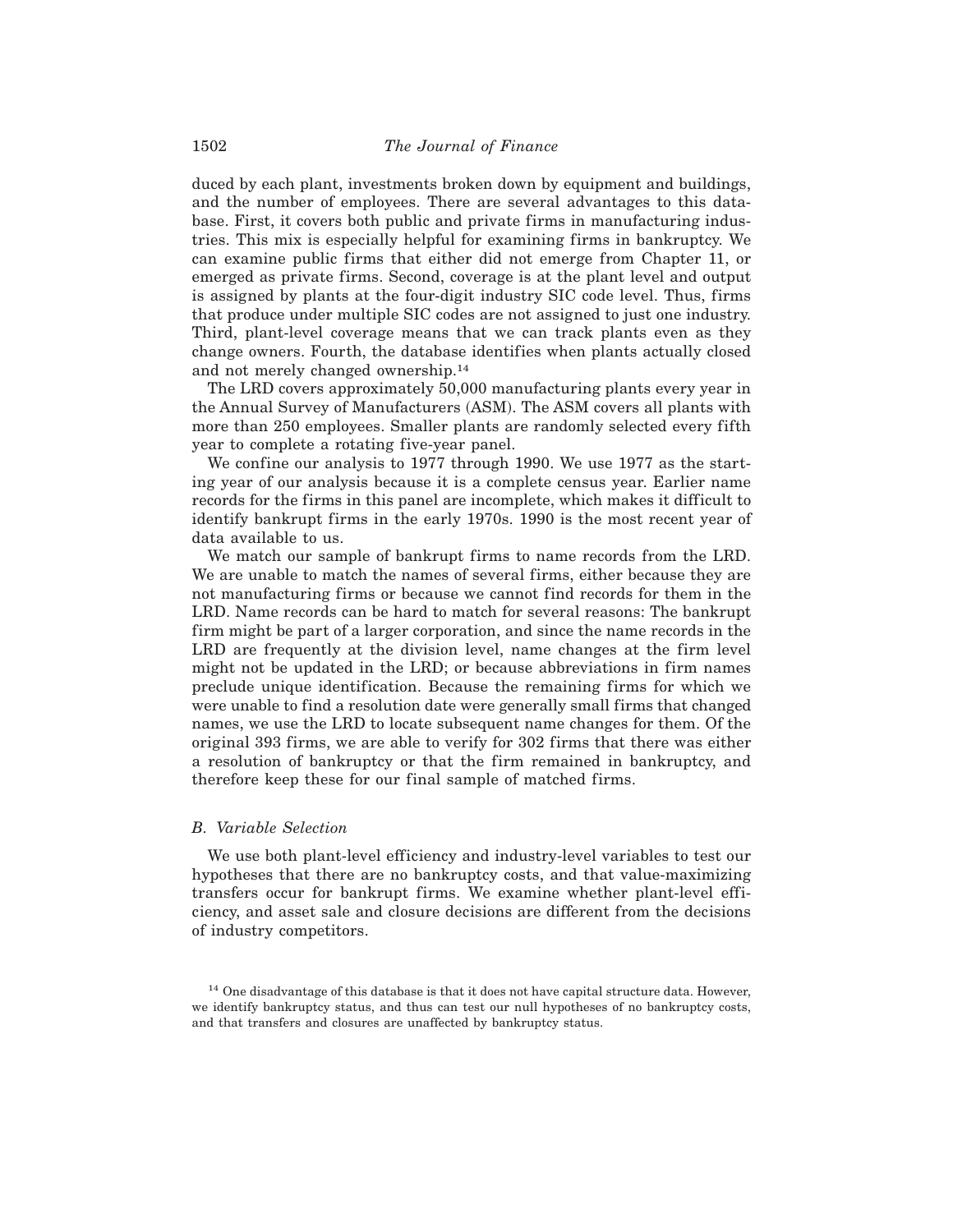duced by each plant, investments broken down by equipment and buildings, and the number of employees. There are several advantages to this database. First, it covers both public and private firms in manufacturing industries. This mix is especially helpful for examining firms in bankruptcy. We can examine public firms that either did not emerge from Chapter 11, or emerged as private firms. Second, coverage is at the plant level and output is assigned by plants at the four-digit industry SIC code level. Thus, firms that produce under multiple SIC codes are not assigned to just one industry. Third, plant-level coverage means that we can track plants even as they change owners. Fourth, the database identifies when plants actually closed and not merely changed ownership.[14]

The LRD covers approximately 50,000 manufacturing plants every year in the Annual Survey of Manufacturers (ASM). The ASM covers all plants with more than 250 employees. Smaller plants are randomly selected every fifth year to complete a rotating five-year panel.

We confine our analysis to 1977 through 1990. We use 1977 as the starting year of our analysis because it is a complete census year. Earlier name records for the firms in this panel are incomplete, which makes it difficult to identify bankrupt firms in the early 1970s. 1990 is the most recent year of data available to us.

We match our sample of bankrupt firms to name records from the LRD. We are unable to match the names of several firms, either because they are not manufacturing firms or because we cannot find records for them in the LRD. Name records can be hard to match for several reasons: The bankrupt firm might be part of a larger corporation, and since the name records in the LRD are frequently at the division level, name changes at the firm level might not be updated in the LRD; or because abbreviations in firm names preclude unique identification. Because the remaining firms for which we were unable to find a resolution date were generally small firms that changed names, we use the LRD to locate subsequent name changes for them. Of the original 393 firms, we are able to verify for 302 firms that there was either a resolution of bankruptcy or that the firm remained in bankruptcy, and therefore keep these for our final sample of matched firms.

### *B. Variable Selection*

We use both plant-level efficiency and industry-level variables to test our hypotheses that there are no bankruptcy costs, and that value-maximizing transfers occur for bankrupt firms. We examine whether plant-level efficiency, and asset sale and closure decisions are different from the decisions of industry competitors.

[14] One disadvantage of this database is that it does not have capital structure data. However, we identify bankruptcy status, and thus can test our null hypotheses of no bankruptcy costs, and that transfers and closures are unaffected by bankruptcy status.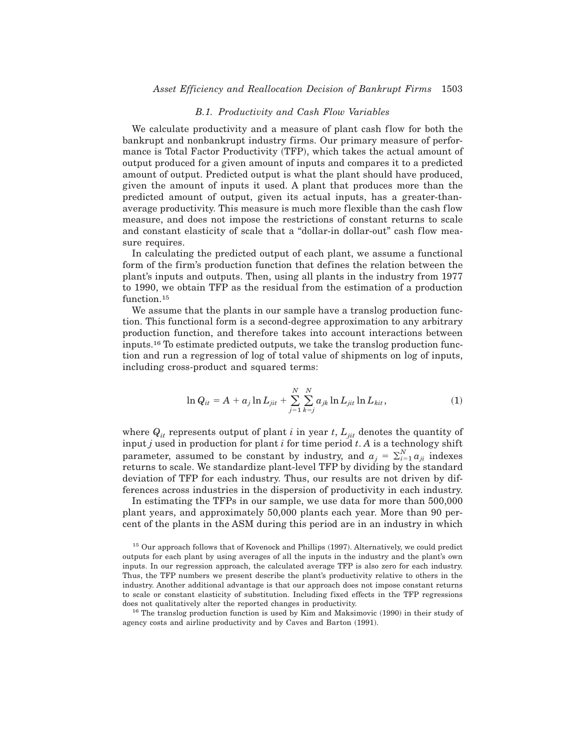### B.1. Productivity and Cash Flow Variables

We calculate productivity and a measure of plant cash flow for both the bankrupt and nonbankrupt industry firms. Our primary measure of performance is Total Factor Productivity (TFP), which takes the actual amount of output produced for a given amount of inputs and compares it to a predicted amount of output. Predicted output is what the plant should have produced, given the amount of inputs it used. A plant that produces more than the predicted amount of output, given its actual inputs, has a greater-than-average productivity. This measure is much more flexible than the cash flow measure, and does not impose the restrictions of constant returns to scale and constant elasticity of scale that a "dollar-in dollar-out" cash flow measure requires.

In calculating the predicted output of each plant, we assume a functional form of the firm's production function that defines the relation between the plant's inputs and outputs. Then, using all plants in the industry from 1977 to 1990, we obtain TFP as the residual from the estimation of a production function.[15]

We assume that the plants in our sample have a translog production function. This functional form is a second-degree approximation to any arbitrary production function, and therefore takes into account interactions between inputs.[16] To estimate predicted outputs, we take the translog production function and run a regression of log of total value of shipments on log of inputs, including cross-product and squared terms:

$$\ln Q_{it} = A + a_j \ln L_{jit} + \sum_{j=1}^{N} \sum_{k=j}^{N} a_{jk} \ln L_{jit} \ln L_{kit}, \tag{1}$$

where $Q_{it}$ represents output of plant $i$ in year $t$, $L_{jit}$ denotes the quantity of input $j$ used in production for plant $i$ for time period $t$. $A$ is a technology shift parameter, assumed to be constant by industry, and $a_j = \sum_{i=1}^{N} a_{ji}$ indexes returns to scale. We standardize plant-level TFP by dividing by the standard deviation of TFP for each industry. Thus, our results are not driven by differences across industries in the dispersion of productivity in each industry.

In estimating the TFPs in our sample, we use data for more than 500,000 plant years, and approximately 50,000 plants each year. More than 90 percent of the plants in the ASM during this period are in an industry in which

[15] Our approach follows that of Kovenock and Phillips (1997). Alternatively, we could predict outputs for each plant by using averages of all the inputs in the industry and the plant's own inputs. In our regression approach, the calculated average TFP is also zero for each industry. Thus, the TFP numbers we present describe the plant's productivity relative to others in the industry. Another additional advantage is that our approach does not impose constant returns to scale or constant elasticity of substitution. Including fixed effects in the TFP regressions does not qualitatively alter the reported changes in productivity.

[16] The translog production function is used by Kim and Maksimovic (1990) in their study of agency costs and airline productivity and by Caves and Barton (1991).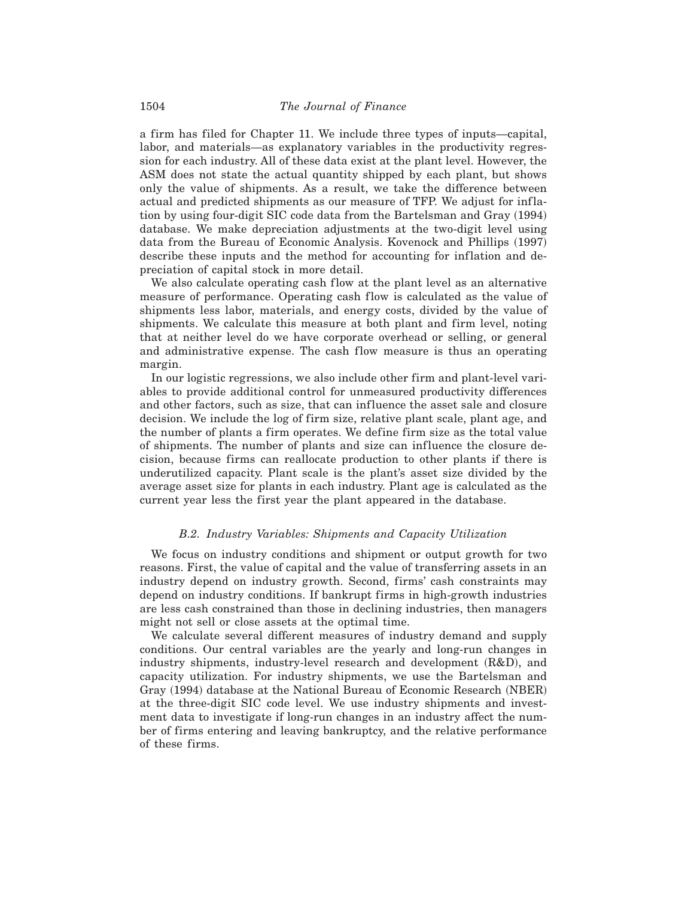a firm has filed for Chapter 11. We include three types of inputs—capital, labor, and materials—as explanatory variables in the productivity regression for each industry. All of these data exist at the plant level. However, the ASM does not state the actual quantity shipped by each plant, but shows only the value of shipments. As a result, we take the difference between actual and predicted shipments as our measure of TFP. We adjust for inflation by using four-digit SIC code data from the Bartelsman and Gray (1994) database. We make depreciation adjustments at the two-digit level using data from the Bureau of Economic Analysis. Kovenock and Phillips (1997) describe these inputs and the method for accounting for inflation and depreciation of capital stock in more detail.

We also calculate operating cash flow at the plant level as an alternative measure of performance. Operating cash flow is calculated as the value of shipments less labor, materials, and energy costs, divided by the value of shipments. We calculate this measure at both plant and firm level, noting that at neither level do we have corporate overhead or selling, or general and administrative expense. The cash flow measure is thus an operating margin.

In our logistic regressions, we also include other firm and plant-level variables to provide additional control for unmeasured productivity differences and other factors, such as size, that can influence the asset sale and closure decision. We include the log of firm size, relative plant scale, plant age, and the number of plants a firm operates. We define firm size as the total value of shipments. The number of plants and size can influence the closure decision, because firms can reallocate production to other plants if there is underutilized capacity. Plant scale is the plant's asset size divided by the average asset size for plants in each industry. Plant age is calculated as the current year less the first year the plant appeared in the database.

### *B.2. Industry Variables: Shipments and Capacity Utilization*

We focus on industry conditions and shipment or output growth for two reasons. First, the value of capital and the value of transferring assets in an industry depend on industry growth. Second, firms' cash constraints may depend on industry conditions. If bankrupt firms in high-growth industries are less cash constrained than those in declining industries, then managers might not sell or close assets at the optimal time.

We calculate several different measures of industry demand and supply conditions. Our central variables are the yearly and long-run changes in industry shipments, industry-level research and development (R&D), and capacity utilization. For industry shipments, we use the Bartelsman and Gray (1994) database at the National Bureau of Economic Research (NBER) at the three-digit SIC code level. We use industry shipments and investment data to investigate if long-run changes in an industry affect the number of firms entering and leaving bankruptcy, and the relative performance of these firms.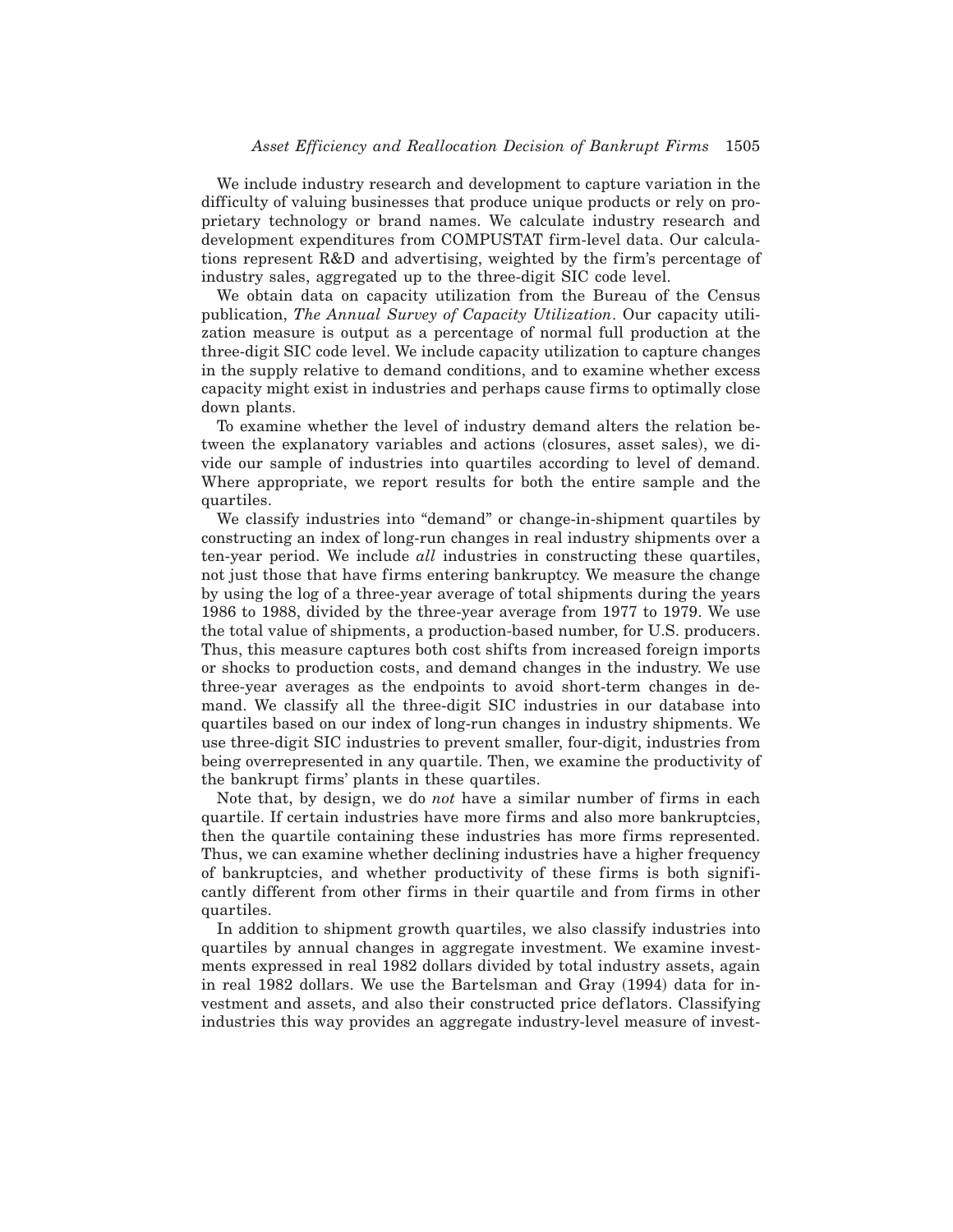We include industry research and development to capture variation in the difficulty of valuing businesses that produce unique products or rely on proprietary technology or brand names. We calculate industry research and development expenditures from COMPUSTAT firm-level data. Our calculations represent R&D and advertising, weighted by the firm's percentage of industry sales, aggregated up to the three-digit SIC code level.

We obtain data on capacity utilization from the Bureau of the Census publication, *The Annual Survey of Capacity Utilization*. Our capacity utilization measure is output as a percentage of normal full production at the three-digit SIC code level. We include capacity utilization to capture changes in the supply relative to demand conditions, and to examine whether excess capacity might exist in industries and perhaps cause firms to optimally close down plants.

To examine whether the level of industry demand alters the relation between the explanatory variables and actions (closures, asset sales), we divide our sample of industries into quartiles according to level of demand. Where appropriate, we report results for both the entire sample and the quartiles.

We classify industries into "demand" or change-in-shipment quartiles by constructing an index of long-run changes in real industry shipments over a ten-year period. We include *all* industries in constructing these quartiles, not just those that have firms entering bankruptcy. We measure the change by using the log of a three-year average of total shipments during the years 1986 to 1988, divided by the three-year average from 1977 to 1979. We use the total value of shipments, a production-based number, for U.S. producers. Thus, this measure captures both cost shifts from increased foreign imports or shocks to production costs, and demand changes in the industry. We use three-year averages as the endpoints to avoid short-term changes in demand. We classify all the three-digit SIC industries in our database into quartiles based on our index of long-run changes in industry shipments. We use three-digit SIC industries to prevent smaller, four-digit, industries from being overrepresented in any quartile. Then, we examine the productivity of the bankrupt firms' plants in these quartiles.

Note that, by design, we do *not* have a similar number of firms in each quartile. If certain industries have more firms and also more bankruptcies, then the quartile containing these industries has more firms represented. Thus, we can examine whether declining industries have a higher frequency of bankruptcies, and whether productivity of these firms is both significantly different from other firms in their quartile and from firms in other quartiles.

In addition to shipment growth quartiles, we also classify industries into quartiles by annual changes in aggregate investment. We examine investments expressed in real 1982 dollars divided by total industry assets, again in real 1982 dollars. We use the Bartelsman and Gray (1994) data for investment and assets, and also their constructed price deflators. Classifying industries this way provides an aggregate industry-level measure of invest-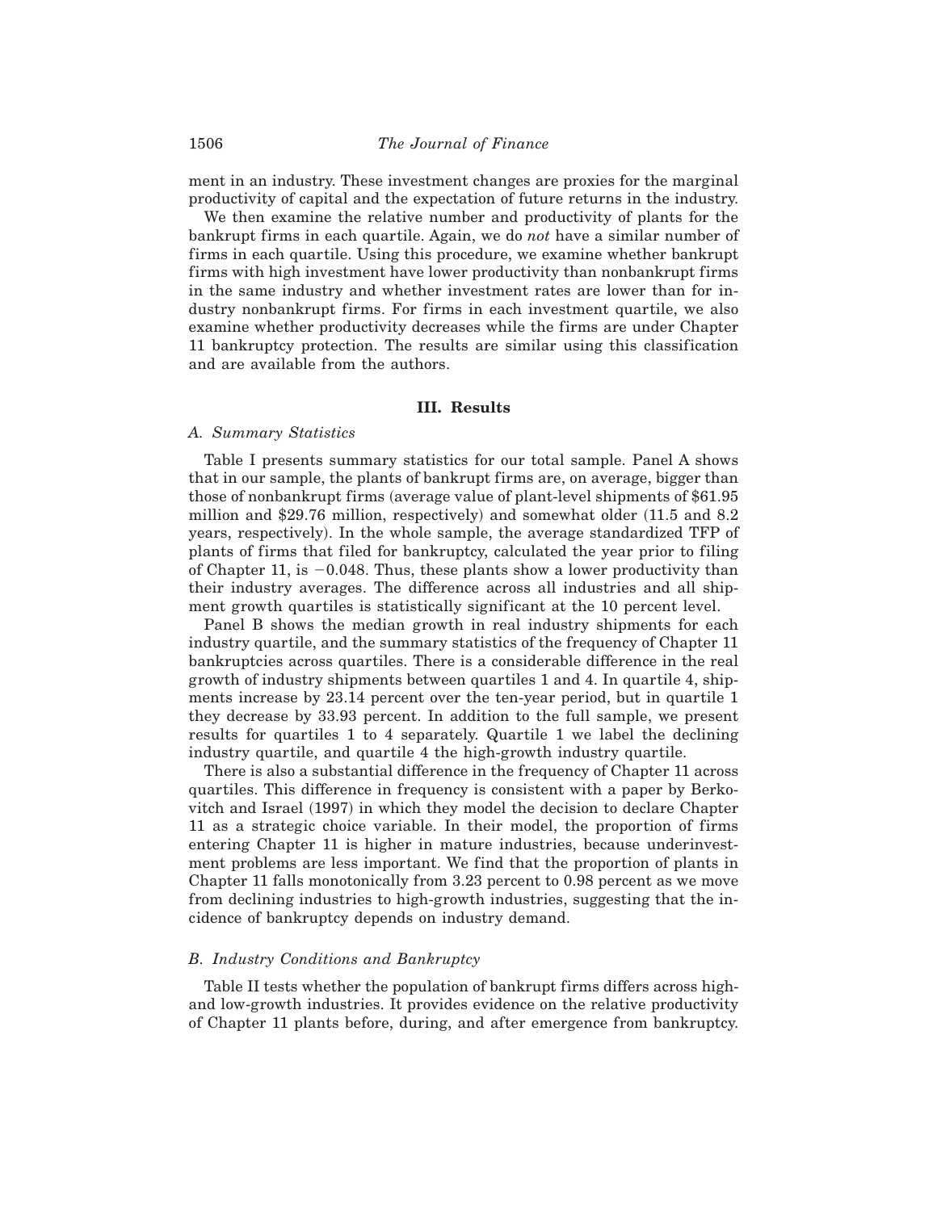ment in an industry. These investment changes are proxies for the marginal productivity of capital and the expectation of future returns in the industry.

We then examine the relative number and productivity of plants for the bankrupt firms in each quartile. Again, we do *not* have a similar number of firms in each quartile. Using this procedure, we examine whether bankrupt firms with high investment have lower productivity than nonbankrupt firms in the same industry and whether investment rates are lower than for industry nonbankrupt firms. For firms in each investment quartile, we also examine whether productivity decreases while the firms are under Chapter 11 bankruptcy protection. The results are similar using this classification and are available from the authors.

## III. Results

### *A. Summary Statistics*

Table I presents summary statistics for our total sample. Panel A shows that in our sample, the plants of bankrupt firms are, on average, bigger than those of nonbankrupt firms (average value of plant-level shipments of $61.95 million and $29.76 million, respectively) and somewhat older (11.5 and 8.2 years, respectively). In the whole sample, the average standardized TFP of plants of firms that filed for bankruptcy, calculated the year prior to filing of Chapter 11, is $-0.048$. Thus, these plants show a lower productivity than their industry averages. The difference across all industries and all shipment growth quartiles is statistically significant at the 10 percent level.

Panel B shows the median growth in real industry shipments for each industry quartile, and the summary statistics of the frequency of Chapter 11 bankruptcies across quartiles. There is a considerable difference in the real growth of industry shipments between quartiles 1 and 4. In quartile 4, shipments increase by 23.14 percent over the ten-year period, but in quartile 1 they decrease by 33.93 percent. In addition to the full sample, we present results for quartiles 1 to 4 separately. Quartile 1 we label the declining industry quartile, and quartile 4 the high-growth industry quartile.

There is also a substantial difference in the frequency of Chapter 11 across quartiles. This difference in frequency is consistent with a paper by Berkovitch and Israel (1997) in which they model the decision to declare Chapter 11 as a strategic choice variable. In their model, the proportion of firms entering Chapter 11 is higher in mature industries, because underinvestment problems are less important. We find that the proportion of plants in Chapter 11 falls monotonically from 3.23 percent to 0.98 percent as we move from declining industries to high-growth industries, suggesting that the incidence of bankruptcy depends on industry demand.

### *B. Industry Conditions and Bankruptcy*

Table II tests whether the population of bankrupt firms differs across high- and low-growth industries. It provides evidence on the relative productivity of Chapter 11 plants before, during, and after emergence from bankruptcy.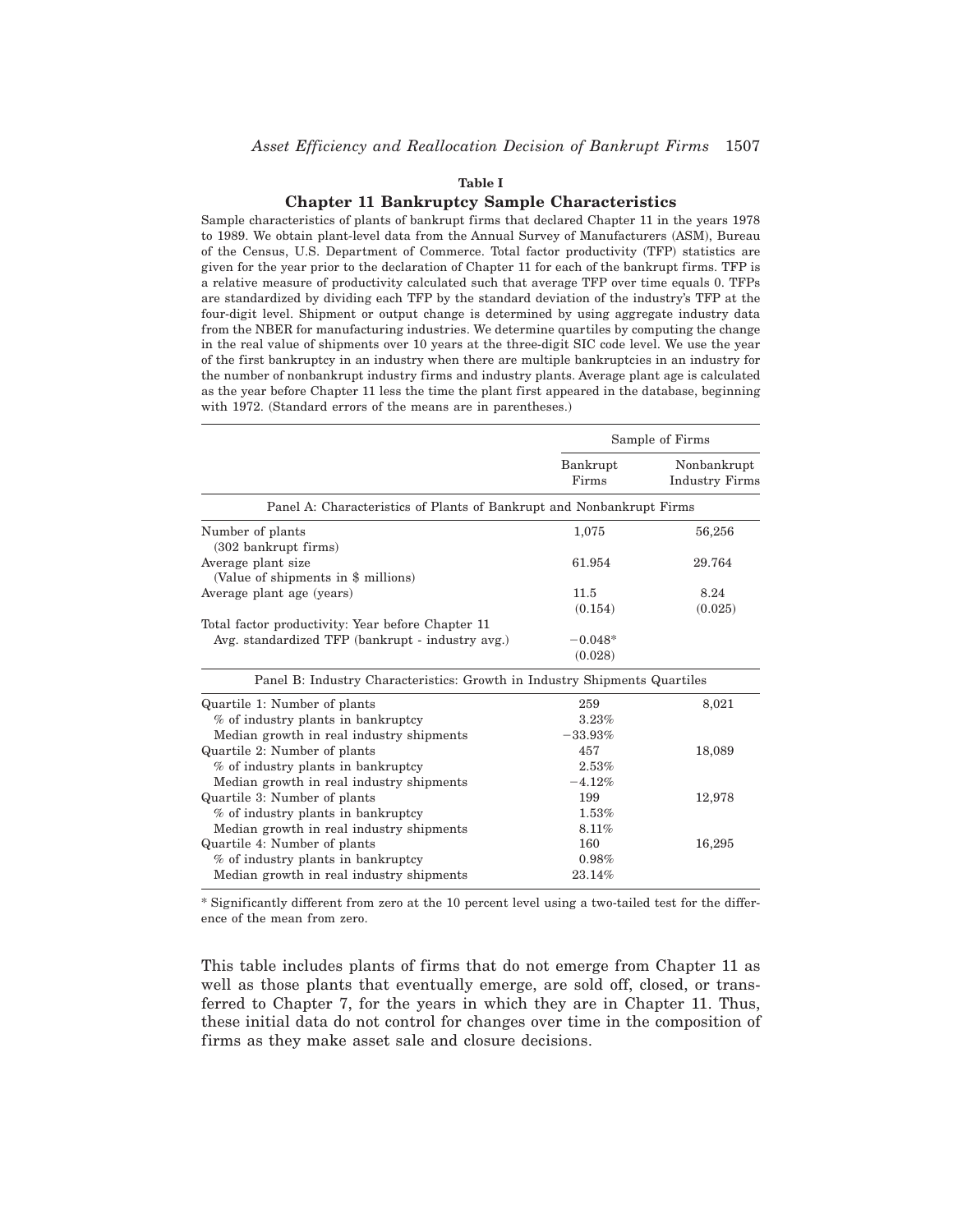**Table I**

**Chapter 11 Bankruptcy Sample Characteristics**

Sample characteristics of plants of bankrupt firms that declared Chapter 11 in the years 1978 to 1989. We obtain plant-level data from the Annual Survey of Manufacturers (ASM), Bureau of the Census, U.S. Department of Commerce. Total factor productivity (TFP) statistics are given for the year prior to the declaration of Chapter 11 for each of the bankrupt firms. TFP is a relative measure of productivity calculated such that average TFP over time equals 0. TFPs are standardized by dividing each TFP by the standard deviation of the industry's TFP at the four-digit level. Shipment or output change is determined by using aggregate industry data from the NBER for manufacturing industries. We determine quartiles by computing the change in the real value of shipments over 10 years at the three-digit SIC code level. We use the year of the first bankruptcy in an industry when there are multiple bankruptcies in an industry for the number of nonbankrupt industry firms and industry plants. Average plant age is calculated as the year before Chapter 11 less the time the plant first appeared in the database, beginning with 1972. (Standard errors of the means are in parentheses.)

| | Sample of Firms | |
|---|---|---|
| | Bankrupt Firms | Nonbankrupt Industry Firms |
| **Panel A: Characteristics of Plants of Bankrupt and Nonbankrupt Firms** | | |
| Number of plants (302 bankrupt firms) | 1,075 | 56,256 |
| Average plant size (Value of shipments in $ millions) | 61.954 | 29.764 |
| Average plant age (years) | 11.5 | 8.24 |
| | (0.154) | (0.025) |
| Total factor productivity: Year before Chapter 11 | | |
| Avg. standardized TFP (bankrupt - industry avg.) | −0.048* | |
| | (0.028) | |
| **Panel B: Industry Characteristics: Growth in Industry Shipments Quartiles** | | |
| Quartile 1: Number of plants | 259 | 8,021 |
| % of industry plants in bankruptcy | 3.23% | |
| Median growth in real industry shipments | −33.93% | |
| Quartile 2: Number of plants | 457 | 18,089 |
| % of industry plants in bankruptcy | 2.53% | |
| Median growth in real industry shipments | −4.12% | |
| Quartile 3: Number of plants | 199 | 12,978 |
| % of industry plants in bankruptcy | 1.53% | |
| Median growth in real industry shipments | 8.11% | |
| Quartile 4: Number of plants | 160 | 16,295 |
| % of industry plants in bankruptcy | 0.98% | |
| Median growth in real industry shipments | 23.14% | |

* Significantly different from zero at the 10 percent level using a two-tailed test for the difference of the mean from zero.

This table includes plants of firms that do not emerge from Chapter 11 as well as those plants that eventually emerge, are sold off, closed, or transferred to Chapter 7, for the years in which they are in Chapter 11. Thus, these initial data do not control for changes over time in the composition of firms as they make asset sale and closure decisions.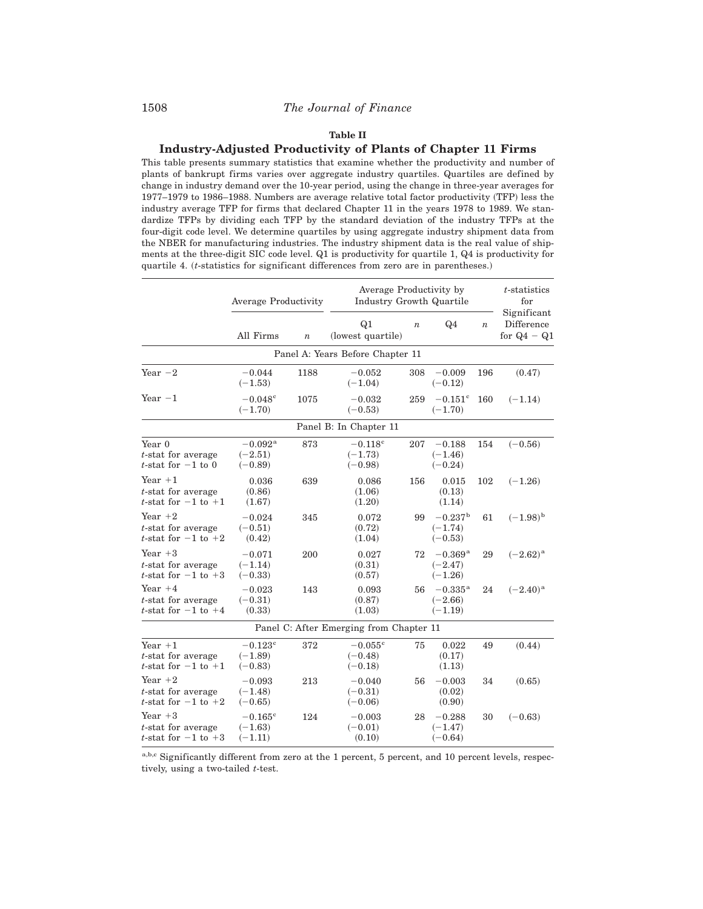**Table II**

**Industry-Adjusted Productivity of Plants of Chapter 11 Firms**

This table presents summary statistics that examine whether the productivity and number of plants of bankrupt firms varies over aggregate industry quartiles. Quartiles are defined by change in industry demand over the 10-year period, using the change in three-year averages for 1977–1979 to 1986–1988. Numbers are average relative total factor productivity (TFP) less the industry average TFP for firms that declared Chapter 11 in the years 1978 to 1989. We standardize TFPs by dividing each TFP by the standard deviation of the industry TFPs at the four-digit code level. We determine quartiles by using aggregate industry shipment data from the NBER for manufacturing industries. The industry shipment data is the real value of shipments at the three-digit SIC code level. Q1 is productivity for quartile 1, Q4 is productivity for quartile 4. ($t$-statistics for significant differences from zero are in parentheses.)

| | Average Productivity | | Average Productivity by Industry Growth Quartile | | | | $t$-statistics for Significant Difference for Q4 − Q1 |
|---|---|---|---|---|---|---|---|
| | All Firms | $n$ | Q1 (lowest quartile) | $n$ | Q4 | $n$ | |
| **Panel A: Years Before Chapter 11** | | | | | | | |
| Year −2 | −0.044 (−1.53) | 1188 | −0.052 (−1.04) | 308 | −0.009 (−0.12) | 196 | (0.47) |
| Year −1 | −0.048[c] (−1.70) | 1075 | −0.032 (−0.53) | 259 | −0.151[c] (−1.70) | 160 | (−1.14) |
| **Panel B: In Chapter 11** | | | | | | | |
| Year 0 | −0.092[a] | 873 | −0.118[c] | 207 | −0.188 | 154 | (−0.56) |
| $t$-stat for average | (−2.51) | | (−1.73) | | (−1.46) | | |
| $t$-stat for −1 to 0 | (−0.89) | | (−0.98) | | (−0.24) | | |
| Year +1 | 0.036 | 639 | 0.086 | 156 | 0.015 | 102 | (−1.26) |
| $t$-stat for average | (0.86) | | (1.06) | | (0.13) | | |
| $t$-stat for −1 to +1 | (1.67) | | (1.20) | | (1.14) | | |
| Year +2 | −0.024 | 345 | 0.072 | 99 | −0.237[b] | 61 | (−1.98)[b] |
| $t$-stat for average | (−0.51) | | (0.72) | | (−1.74) | | |
| $t$-stat for −1 to +2 | (0.42) | | (1.04) | | (−0.53) | | |
| Year +3 | −0.071 | 200 | 0.027 | 72 | −0.369[a] | 29 | (−2.62)[a] |
| $t$-stat for average | (−1.14) | | (0.31) | | (−2.47) | | |
| $t$-stat for −1 to +3 | (−0.33) | | (0.57) | | (−1.26) | | |
| Year +4 | −0.023 | 143 | 0.093 | 56 | −0.335[a] | 24 | (−2.40)[a] |
| $t$-stat for average | (−0.31) | | (0.87) | | (−2.66) | | |
| $t$-stat for −1 to +4 | (0.33) | | (1.03) | | (−1.19) | | |
| **Panel C: After Emerging from Chapter 11** | | | | | | | |
| Year +1 | −0.123[c] | 372 | −0.055[c] | 75 | 0.022 | 49 | (0.44) |
| $t$-stat for average | (−1.89) | | (−0.48) | | (0.17) | | |
| $t$-stat for −1 to +1 | (−0.83) | | (−0.18) | | (1.13) | | |
| Year +2 | −0.093 | 213 | −0.040 | 56 | −0.003 | 34 | (0.65) |
| $t$-stat for average | (−1.48) | | (−0.31) | | (0.02) | | |
| $t$-stat for −1 to +2 | (−0.65) | | (−0.06) | | (0.90) | | |
| Year +3 | −0.165[c] | 124 | −0.003 | 28 | −0.288 | 30 | (−0.63) |
| $t$-stat for average | (−1.63) | | (−0.01) | | (−1.47) | | |
| $t$-stat for −1 to +3 | (−1.11) | | (0.10) | | (−0.64) | | |

[a,b,c] Significantly different from zero at the 1 percent, 5 percent, and 10 percent levels, respectively, using a two-tailed $t$-test.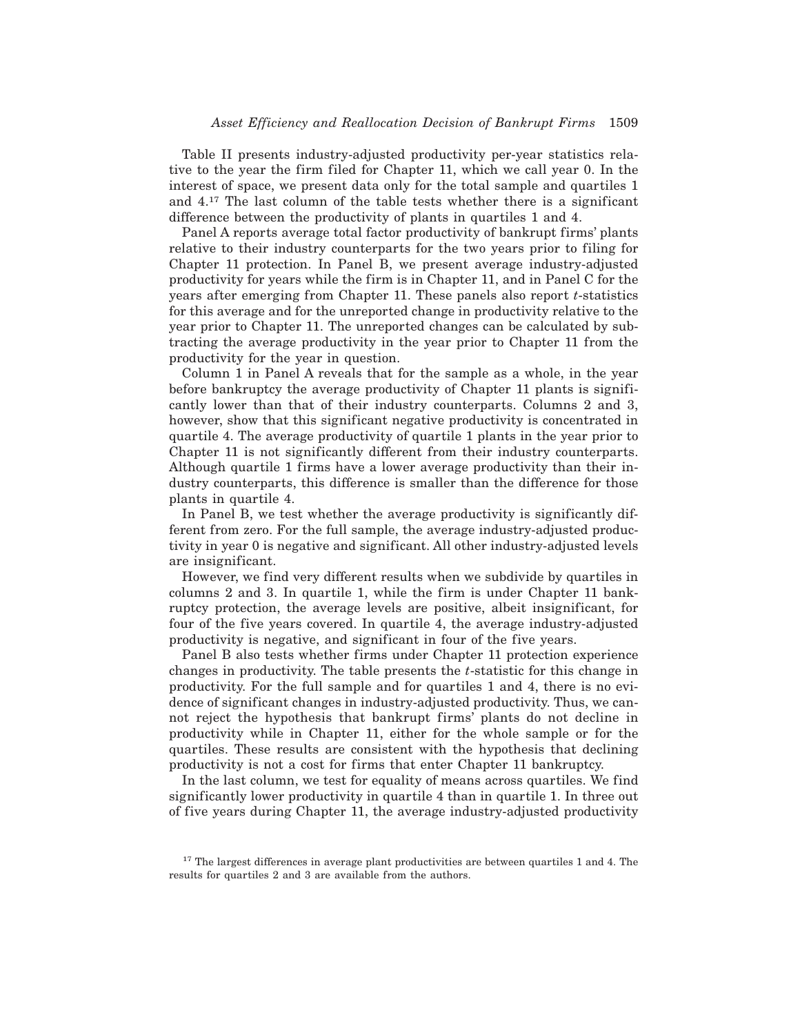Table II presents industry-adjusted productivity per-year statistics relative to the year the firm filed for Chapter 11, which we call year 0. In the interest of space, we present data only for the total sample and quartiles 1 and 4.[17] The last column of the table tests whether there is a significant difference between the productivity of plants in quartiles 1 and 4.

Panel A reports average total factor productivity of bankrupt firms' plants relative to their industry counterparts for the two years prior to filing for Chapter 11 protection. In Panel B, we present average industry-adjusted productivity for years while the firm is in Chapter 11, and in Panel C for the years after emerging from Chapter 11. These panels also report *t*-statistics for this average and for the unreported change in productivity relative to the year prior to Chapter 11. The unreported changes can be calculated by subtracting the average productivity in the year prior to Chapter 11 from the productivity for the year in question.

Column 1 in Panel A reveals that for the sample as a whole, in the year before bankruptcy the average productivity of Chapter 11 plants is significantly lower than that of their industry counterparts. Columns 2 and 3, however, show that this significant negative productivity is concentrated in quartile 4. The average productivity of quartile 1 plants in the year prior to Chapter 11 is not significantly different from their industry counterparts. Although quartile 1 firms have a lower average productivity than their industry counterparts, this difference is smaller than the difference for those plants in quartile 4.

In Panel B, we test whether the average productivity is significantly different from zero. For the full sample, the average industry-adjusted productivity in year 0 is negative and significant. All other industry-adjusted levels are insignificant.

However, we find very different results when we subdivide by quartiles in columns 2 and 3. In quartile 1, while the firm is under Chapter 11 bankruptcy protection, the average levels are positive, albeit insignificant, for four of the five years covered. In quartile 4, the average industry-adjusted productivity is negative, and significant in four of the five years.

Panel B also tests whether firms under Chapter 11 protection experience changes in productivity. The table presents the *t*-statistic for this change in productivity. For the full sample and for quartiles 1 and 4, there is no evidence of significant changes in industry-adjusted productivity. Thus, we cannot reject the hypothesis that bankrupt firms' plants do not decline in productivity while in Chapter 11, either for the whole sample or for the quartiles. These results are consistent with the hypothesis that declining productivity is not a cost for firms that enter Chapter 11 bankruptcy.

In the last column, we test for equality of means across quartiles. We find significantly lower productivity in quartile 4 than in quartile 1. In three out of five years during Chapter 11, the average industry-adjusted productivity

[17] The largest differences in average plant productivities are between quartiles 1 and 4. The results for quartiles 2 and 3 are available from the authors.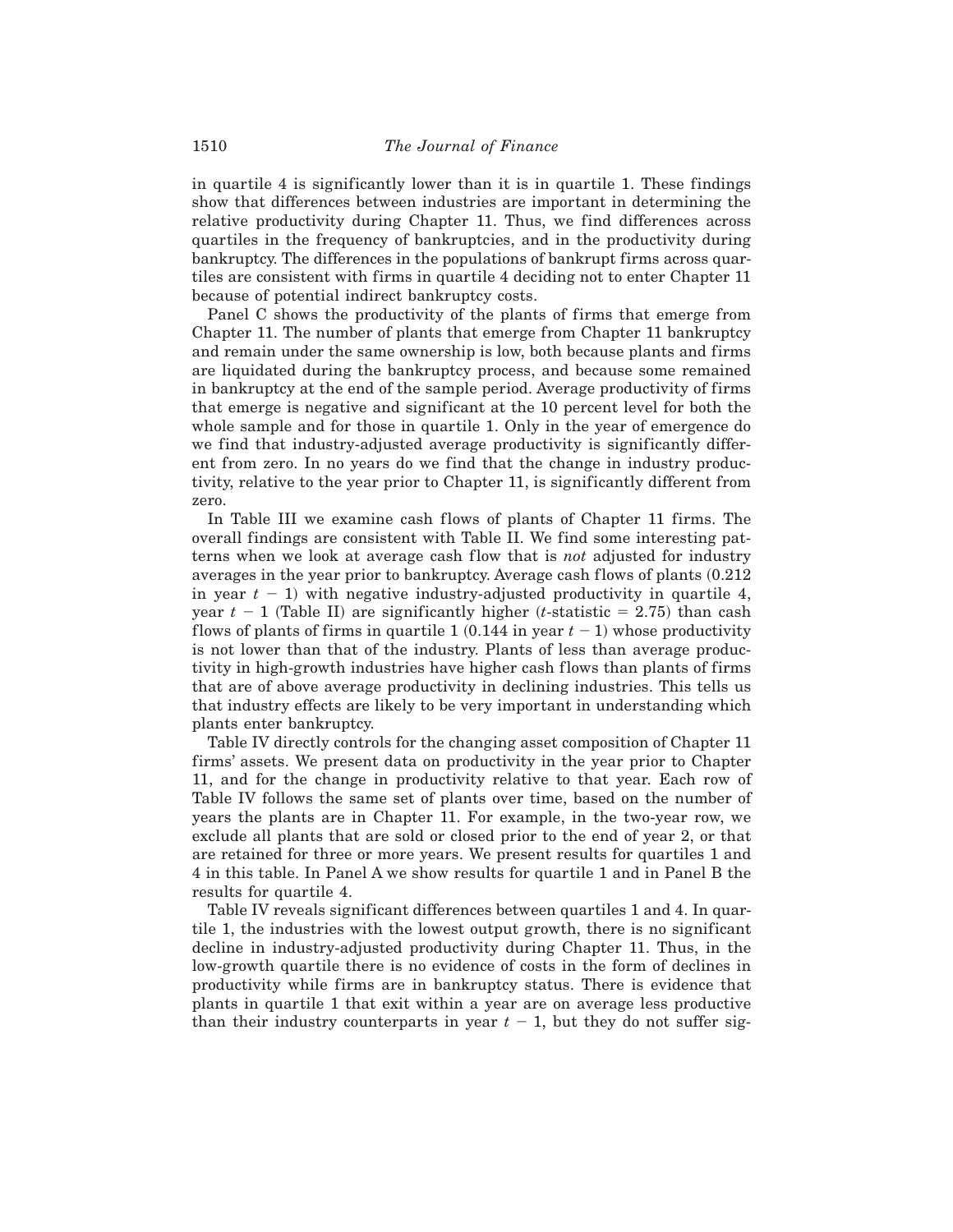in quartile 4 is significantly lower than it is in quartile 1. These findings show that differences between industries are important in determining the relative productivity during Chapter 11. Thus, we find differences across quartiles in the frequency of bankruptcies, and in the productivity during bankruptcy. The differences in the populations of bankrupt firms across quartiles are consistent with firms in quartile 4 deciding not to enter Chapter 11 because of potential indirect bankruptcy costs.

Panel C shows the productivity of the plants of firms that emerge from Chapter 11. The number of plants that emerge from Chapter 11 bankruptcy and remain under the same ownership is low, both because plants and firms are liquidated during the bankruptcy process, and because some remained in bankruptcy at the end of the sample period. Average productivity of firms that emerge is negative and significant at the 10 percent level for both the whole sample and for those in quartile 1. Only in the year of emergence do we find that industry-adjusted average productivity is significantly different from zero. In no years do we find that the change in industry productivity, relative to the year prior to Chapter 11, is significantly different from zero.

In Table III we examine cash flows of plants of Chapter 11 firms. The overall findings are consistent with Table II. We find some interesting patterns when we look at average cash flow that is *not* adjusted for industry averages in the year prior to bankruptcy. Average cash flows of plants (0.212 in year $t - 1$) with negative industry-adjusted productivity in quartile 4, year $t - 1$ (Table II) are significantly higher ($t$-statistic = 2.75) than cash flows of plants of firms in quartile 1 (0.144 in year $t - 1$) whose productivity is not lower than that of the industry. Plants of less than average productivity in high-growth industries have higher cash flows than plants of firms that are of above average productivity in declining industries. This tells us that industry effects are likely to be very important in understanding which plants enter bankruptcy.

Table IV directly controls for the changing asset composition of Chapter 11 firms' assets. We present data on productivity in the year prior to Chapter 11, and for the change in productivity relative to that year. Each row of Table IV follows the same set of plants over time, based on the number of years the plants are in Chapter 11. For example, in the two-year row, we exclude all plants that are sold or closed prior to the end of year 2, or that are retained for three or more years. We present results for quartiles 1 and 4 in this table. In Panel A we show results for quartile 1 and in Panel B the results for quartile 4.

Table IV reveals significant differences between quartiles 1 and 4. In quartile 1, the industries with the lowest output growth, there is no significant decline in industry-adjusted productivity during Chapter 11. Thus, in the low-growth quartile there is no evidence of costs in the form of declines in productivity while firms are in bankruptcy status. There is evidence that plants in quartile 1 that exit within a year are on average less productive than their industry counterparts in year $t - 1$, but they do not suffer sig-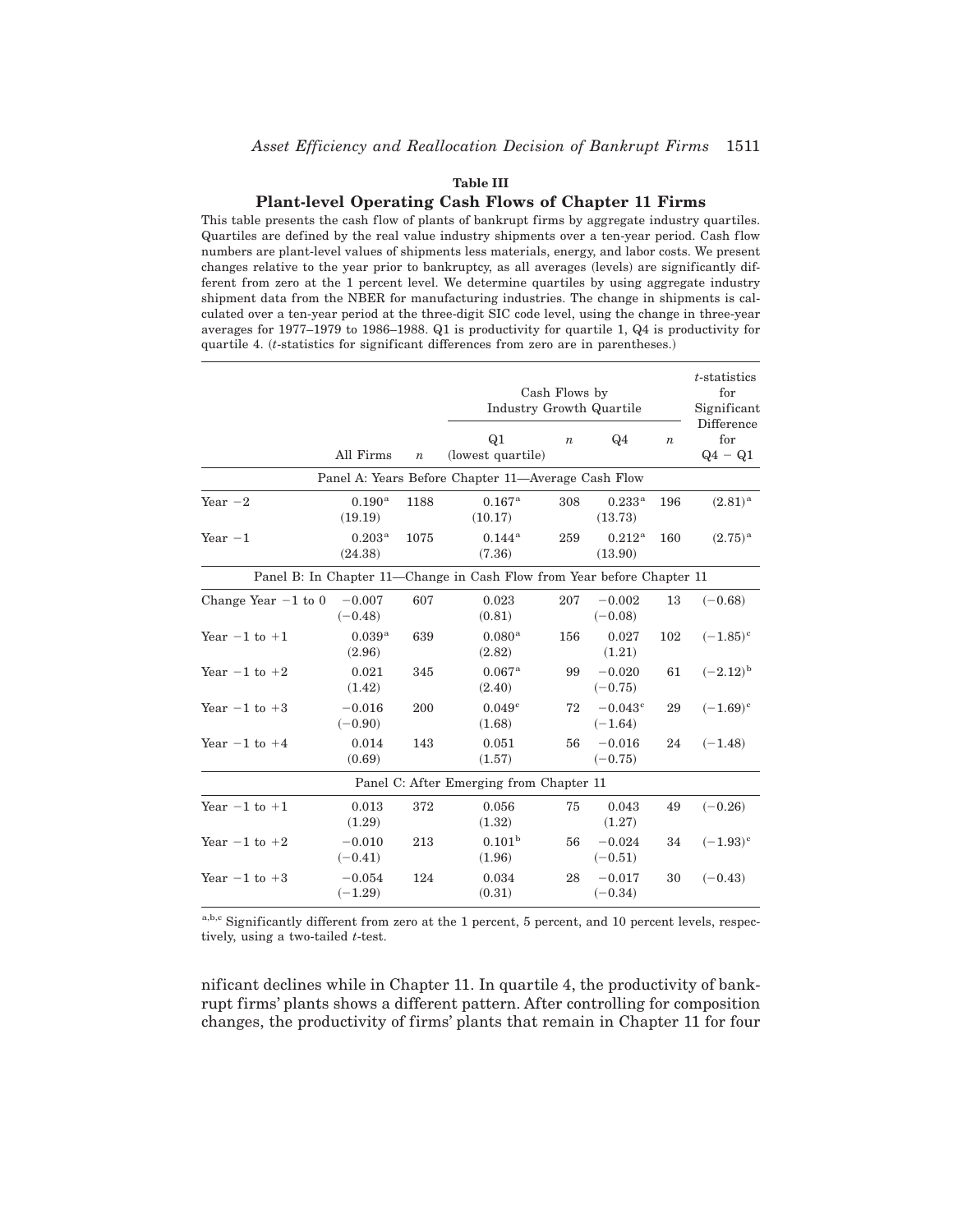**Table III**

**Plant-level Operating Cash Flows of Chapter 11 Firms**

This table presents the cash flow of plants of bankrupt firms by aggregate industry quartiles. Quartiles are defined by the real value industry shipments over a ten-year period. Cash flow numbers are plant-level values of shipments less materials, energy, and labor costs. We present changes relative to the year prior to bankruptcy, as all averages (levels) are significantly different from zero at the 1 percent level. We determine quartiles by using aggregate industry shipment data from the NBER for manufacturing industries. The change in shipments is calculated over a ten-year period at the three-digit SIC code level, using the change in three-year averages for 1977–1979 to 1986–1988. Q1 is productivity for quartile 1, Q4 is productivity for quartile 4. (*t*-statistics for significant differences from zero are in parentheses.)

| | | | Cash Flows by Industry Growth Quartile | | | | *t*-statistics for Significant Difference |
|---|---|---|---|---|---|---|---|
| | All Firms | $n$ | Q1 (lowest quartile) | $n$ | Q4 | $n$ | for Q4 − Q1 |
| **Panel A: Years Before Chapter 11—Average Cash Flow** | | | | | | | |
| Year −2 | 0.190[a] (19.19) | 1188 | 0.167[a] (10.17) | 308 | 0.233[a] (13.73) | 196 | (2.81)[a] |
| Year −1 | 0.203[a] (24.38) | 1075 | 0.144[a] (7.36) | 259 | 0.212[a] (13.90) | 160 | (2.75)[a] |
| **Panel B: In Chapter 11—Change in Cash Flow from Year before Chapter 11** | | | | | | | |
| Change Year −1 to 0 | −0.007 (−0.48) | 607 | 0.023 (0.81) | 207 | −0.002 (−0.08) | 13 | (−0.68) |
| Year −1 to +1 | 0.039[a] (2.96) | 639 | 0.080[a] (2.82) | 156 | 0.027 (1.21) | 102 | (−1.85)[c] |
| Year −1 to +2 | 0.021 (1.42) | 345 | 0.067[a] (2.40) | 99 | −0.020 (−0.75) | 61 | (−2.12)[b] |
| Year −1 to +3 | −0.016 (−0.90) | 200 | 0.049[c] (1.68) | 72 | −0.043[c] (−1.64) | 29 | (−1.69)[c] |
| Year −1 to +4 | 0.014 (0.69) | 143 | 0.051 (1.57) | 56 | −0.016 (−0.75) | 24 | (−1.48) |
| **Panel C: After Emerging from Chapter 11** | | | | | | | |
| Year −1 to +1 | 0.013 (1.29) | 372 | 0.056 (1.32) | 75 | 0.043 (1.27) | 49 | (−0.26) |
| Year −1 to +2 | −0.010 (−0.41) | 213 | 0.101[b] (1.96) | 56 | −0.024 (−0.51) | 34 | (−1.93)[c] |
| Year −1 to +3 | −0.054 (−1.29) | 124 | 0.034 (0.31) | 28 | −0.017 (−0.34) | 30 | (−0.43) |

[a,b,c] Significantly different from zero at the 1 percent, 5 percent, and 10 percent levels, respectively, using a two-tailed *t*-test.

nificant declines while in Chapter 11. In quartile 4, the productivity of bankrupt firms' plants shows a different pattern. After controlling for composition changes, the productivity of firms' plants that remain in Chapter 11 for four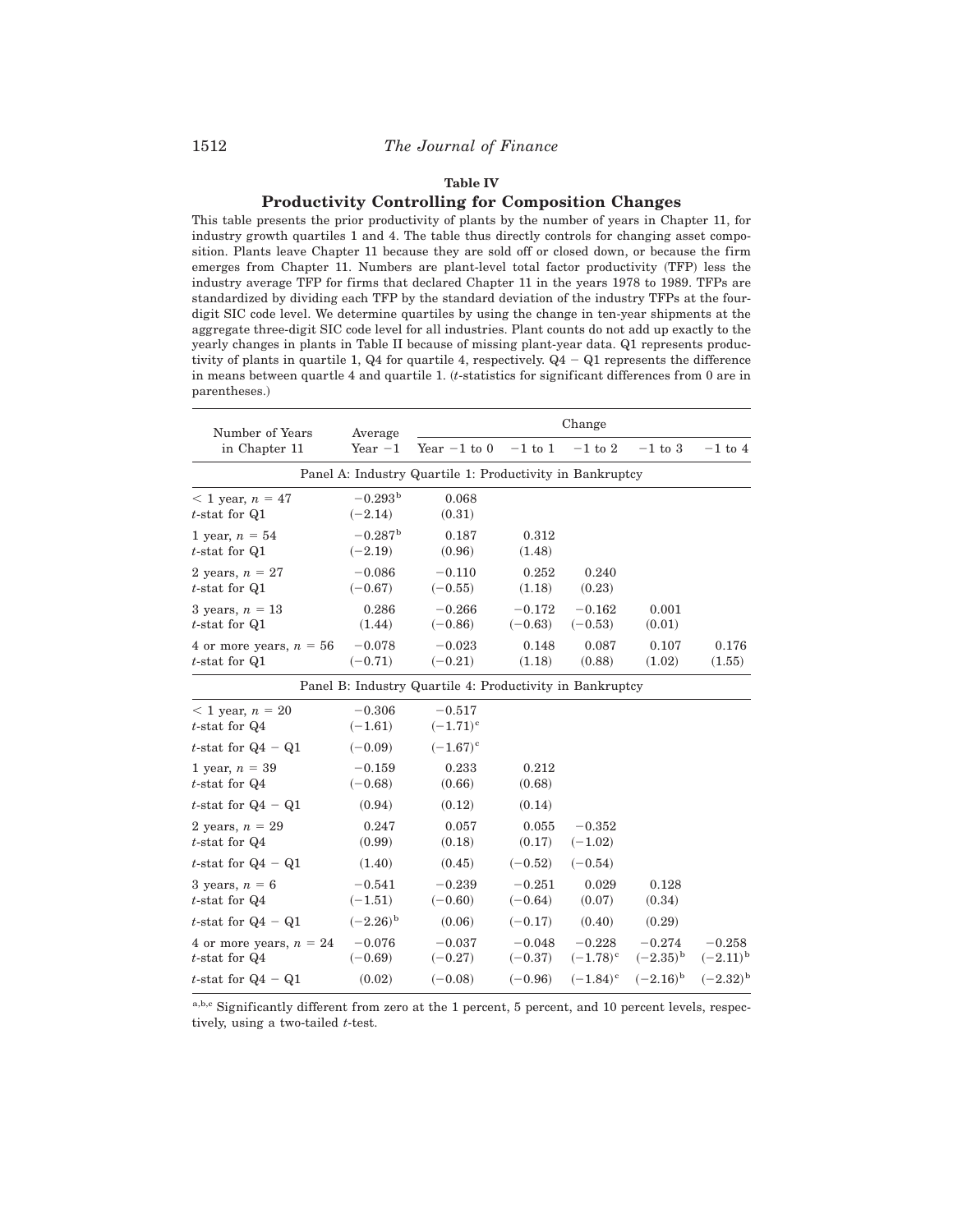**Table IV**

**Productivity Controlling for Composition Changes**

This table presents the prior productivity of plants by the number of years in Chapter 11, for industry growth quartiles 1 and 4. The table thus directly controls for changing asset composition. Plants leave Chapter 11 because they are sold off or closed down, or because the firm emerges from Chapter 11. Numbers are plant-level total factor productivity (TFP) less the industry average TFP for firms that declared Chapter 11 in the years 1978 to 1989. TFPs are standardized by dividing each TFP by the standard deviation of the industry TFPs at the four-digit SIC code level. We determine quartiles by using the change in ten-year shipments at the aggregate three-digit SIC code level for all industries. Plant counts do not add up exactly to the yearly changes in plants in Table II because of missing plant-year data. Q1 represents productivity of plants in quartile 1, Q4 for quartile 4, respectively. Q4 − Q1 represents the difference in means between quartle 4 and quartile 1. ($t$-statistics for significant differences from 0 are in parentheses.)

| Number of Years in Chapter 11 | Average Year −1 | Change | | | | |
|---|---|---|---|---|---|---|
| | | Year −1 to 0 | −1 to 1 | −1 to 2 | −1 to 3 | −1 to 4 |
| **Panel A: Industry Quartile 1: Productivity in Bankruptcy** | | | | | | |
| < 1 year, $n = 47$ | −0.293[b] | 0.068 | | | | |
| $t$-stat for Q1 | (−2.14) | (0.31) | | | | |
| 1 year, $n = 54$ | −0.287[b] | 0.187 | 0.312 | | | |
| $t$-stat for Q1 | (−2.19) | (0.96) | (1.48) | | | |
| 2 years, $n = 27$ | −0.086 | −0.110 | 0.252 | 0.240 | | |
| $t$-stat for Q1 | (−0.67) | (−0.55) | (1.18) | (0.23) | | |
| 3 years, $n = 13$ | 0.286 | −0.266 | −0.172 | −0.162 | 0.001 | |
| $t$-stat for Q1 | (1.44) | (−0.86) | (−0.63) | (−0.53) | (0.01) | |
| 4 or more years, $n = 56$ | −0.078 | −0.023 | 0.148 | 0.087 | 0.107 | 0.176 |
| $t$-stat for Q1 | (−0.71) | (−0.21) | (1.18) | (0.88) | (1.02) | (1.55) |
| **Panel B: Industry Quartile 4: Productivity in Bankruptcy** | | | | | | |
| < 1 year, $n = 20$ | −0.306 | −0.517 | | | | |
| $t$-stat for Q4 | (−1.61) | (−1.71)[c] | | | | |
| $t$-stat for Q4 − Q1 | (−0.09) | (−1.67)[c] | | | | |
| 1 year, $n = 39$ | −0.159 | 0.233 | 0.212 | | | |
| $t$-stat for Q4 | (−0.68) | (0.66) | (0.68) | | | |
| $t$-stat for Q4 − Q1 | (0.94) | (0.12) | (0.14) | | | |
| 2 years, $n = 29$ | 0.247 | 0.057 | 0.055 | −0.352 | | |
| $t$-stat for Q4 | (0.99) | (0.18) | (0.17) | (−1.02) | | |
| $t$-stat for Q4 − Q1 | (1.40) | (0.45) | (−0.52) | (−0.54) | | |
| 3 years, $n = 6$ | −0.541 | −0.239 | −0.251 | 0.029 | 0.128 | |
| $t$-stat for Q4 | (−1.51) | (−0.60) | (−0.64) | (0.07) | (0.34) | |
| $t$-stat for Q4 − Q1 | (−2.26)[b] | (0.06) | (−0.17) | (0.40) | (0.29) | |
| 4 or more years, $n = 24$ | −0.076 | −0.037 | −0.048 | −0.228 | −0.274 | −0.258 |
| $t$-stat for Q4 | (−0.69) | (−0.27) | (−0.37) | (−1.78)[c] | (−2.35)[b] | (−2.11)[b] |
| $t$-stat for Q4 − Q1 | (0.02) | (−0.08) | (−0.96) | (−1.84)[c] | (−2.16)[b] | (−2.32)[b] |

[a,b,c] Significantly different from zero at the 1 percent, 5 percent, and 10 percent levels, respectively, using a two-tailed $t$-test.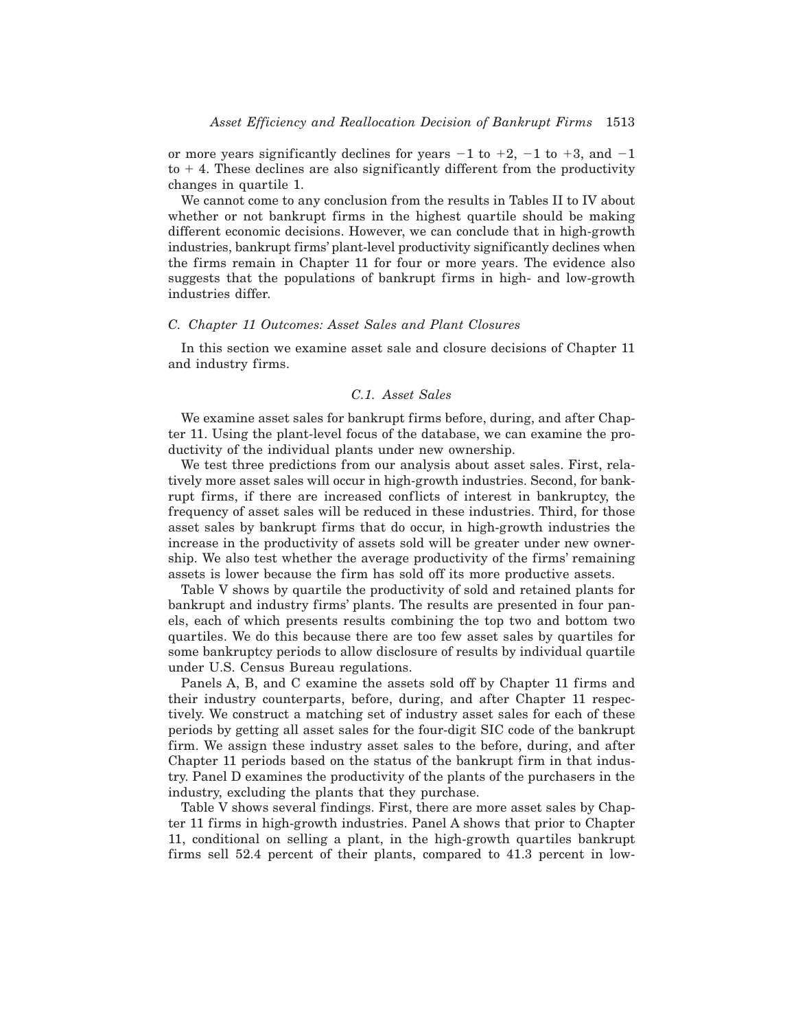or more years significantly declines for years $-1$ to $+2$, $-1$ to $+3$, and $-1$ to $+4$. These declines are also significantly different from the productivity changes in quartile 1.

We cannot come to any conclusion from the results in Tables II to IV about whether or not bankrupt firms in the highest quartile should be making different economic decisions. However, we can conclude that in high-growth industries, bankrupt firms' plant-level productivity significantly declines when the firms remain in Chapter 11 for four or more years. The evidence also suggests that the populations of bankrupt firms in high- and low-growth industries differ.

### *C. Chapter 11 Outcomes: Asset Sales and Plant Closures*

In this section we examine asset sale and closure decisions of Chapter 11 and industry firms.

#### *C.1. Asset Sales*

We examine asset sales for bankrupt firms before, during, and after Chapter 11. Using the plant-level focus of the database, we can examine the productivity of the individual plants under new ownership.

We test three predictions from our analysis about asset sales. First, relatively more asset sales will occur in high-growth industries. Second, for bankrupt firms, if there are increased conflicts of interest in bankruptcy, the frequency of asset sales will be reduced in these industries. Third, for those asset sales by bankrupt firms that do occur, in high-growth industries the increase in the productivity of assets sold will be greater under new ownership. We also test whether the average productivity of the firms' remaining assets is lower because the firm has sold off its more productive assets.

Table V shows by quartile the productivity of sold and retained plants for bankrupt and industry firms' plants. The results are presented in four panels, each of which presents results combining the top two and bottom two quartiles. We do this because there are too few asset sales by quartiles for some bankruptcy periods to allow disclosure of results by individual quartile under U.S. Census Bureau regulations.

Panels A, B, and C examine the assets sold off by Chapter 11 firms and their industry counterparts, before, during, and after Chapter 11 respectively. We construct a matching set of industry asset sales for each of these periods by getting all asset sales for the four-digit SIC code of the bankrupt firm. We assign these industry asset sales to the before, during, and after Chapter 11 periods based on the status of the bankrupt firm in that industry. Panel D examines the productivity of the plants of the purchasers in the industry, excluding the plants that they purchase.

Table V shows several findings. First, there are more asset sales by Chapter 11 firms in high-growth industries. Panel A shows that prior to Chapter 11, conditional on selling a plant, in the high-growth quartiles bankrupt firms sell 52.4 percent of their plants, compared to 41.3 percent in low-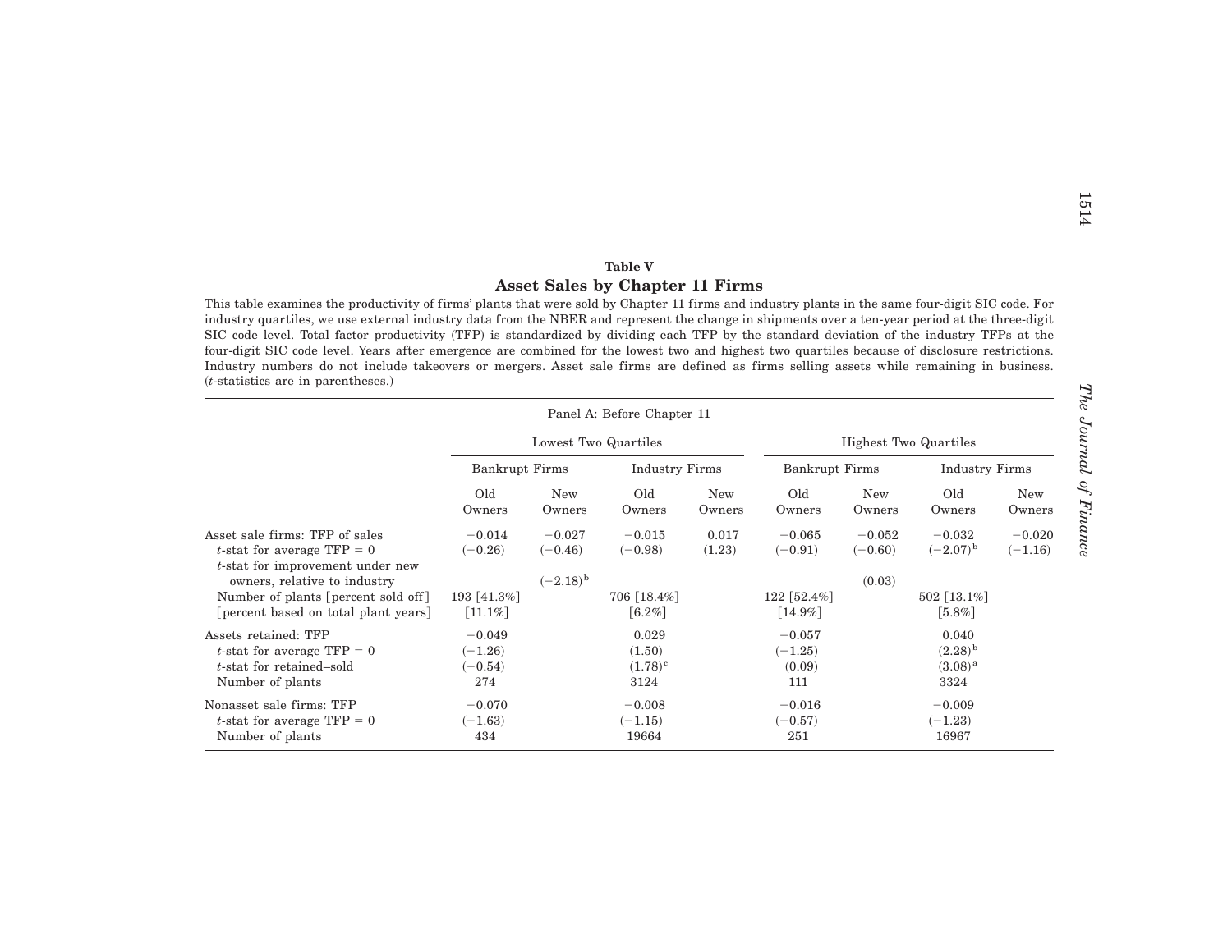**Table V**

## Asset Sales by Chapter 11 Firms

This table examines the productivity of firms' plants that were sold by Chapter 11 firms and industry plants in the same four-digit SIC code. For industry quartiles, we use external industry data from the NBER and represent the change in shipments over a ten-year period at the three-digit SIC code level. Total factor productivity (TFP) is standardized by dividing each TFP by the standard deviation of the industry TFPs at the four-digit SIC code level. Years after emergence are combined for the lowest two and highest two quartiles because of disclosure restrictions. Industry numbers do not include takeovers or mergers. Asset sale firms are defined as firms selling assets while remaining in business. ($t$-statistics are in parentheses.)

| Panel A: Before Chapter 11 | | | | | | | | |
|---|---|---|---|---|---|---|---|---|
| | Lowest Two Quartiles | | | | Highest Two Quartiles | | | |
| | Bankrupt Firms | | Industry Firms | | Bankrupt Firms | | Industry Firms | |
| | Old Owners | New Owners | Old Owners | New Owners | Old Owners | New Owners | Old Owners | New Owners |
| Asset sale firms: TFP of sales | −0.014 | −0.027 | −0.015 | 0.017 | −0.065 | −0.052 | −0.032 | −0.020 |
| $t$-stat for average TFP = 0 | (−0.26) | (−0.46) | (−0.98) | (1.23) | (−0.91) | (−0.60) | (−2.07)[b] | (−1.16) |
| $t$-stat for improvement under new owners, relative to industry | | (−2.18)[b] | | | | (0.03) | | |
| Number of plants [percent sold off] | 193 [41.3%] | | 706 [18.4%] | | 122 [52.4%] | | 502 [13.1%] | |
| [percent based on total plant years] | [11.1%] | | [6.2%] | | [14.9%] | | [5.8%] | |
| Assets retained: TFP | −0.049 | | 0.029 | | −0.057 | | 0.040 | |
| $t$-stat for average TFP = 0 | (−1.26) | | (1.50) | | (−1.25) | | (2.28)[b] | |
| $t$-stat for retained–sold | (−0.54) | | (1.78)[c] | | (0.09) | | (3.08)[a] | |
| Number of plants | 274 | | 3124 | | 111 | | 3324 | |
| Nonasset sale firms: TFP | −0.070 | | −0.008 | | −0.016 | | −0.009 | |
| $t$-stat for average TFP = 0 | (−1.63) | | (−1.15) | | (−0.57) | | (−1.23) | |
| Number of plants | 434 | | 19664 | | 251 | | 16967 | |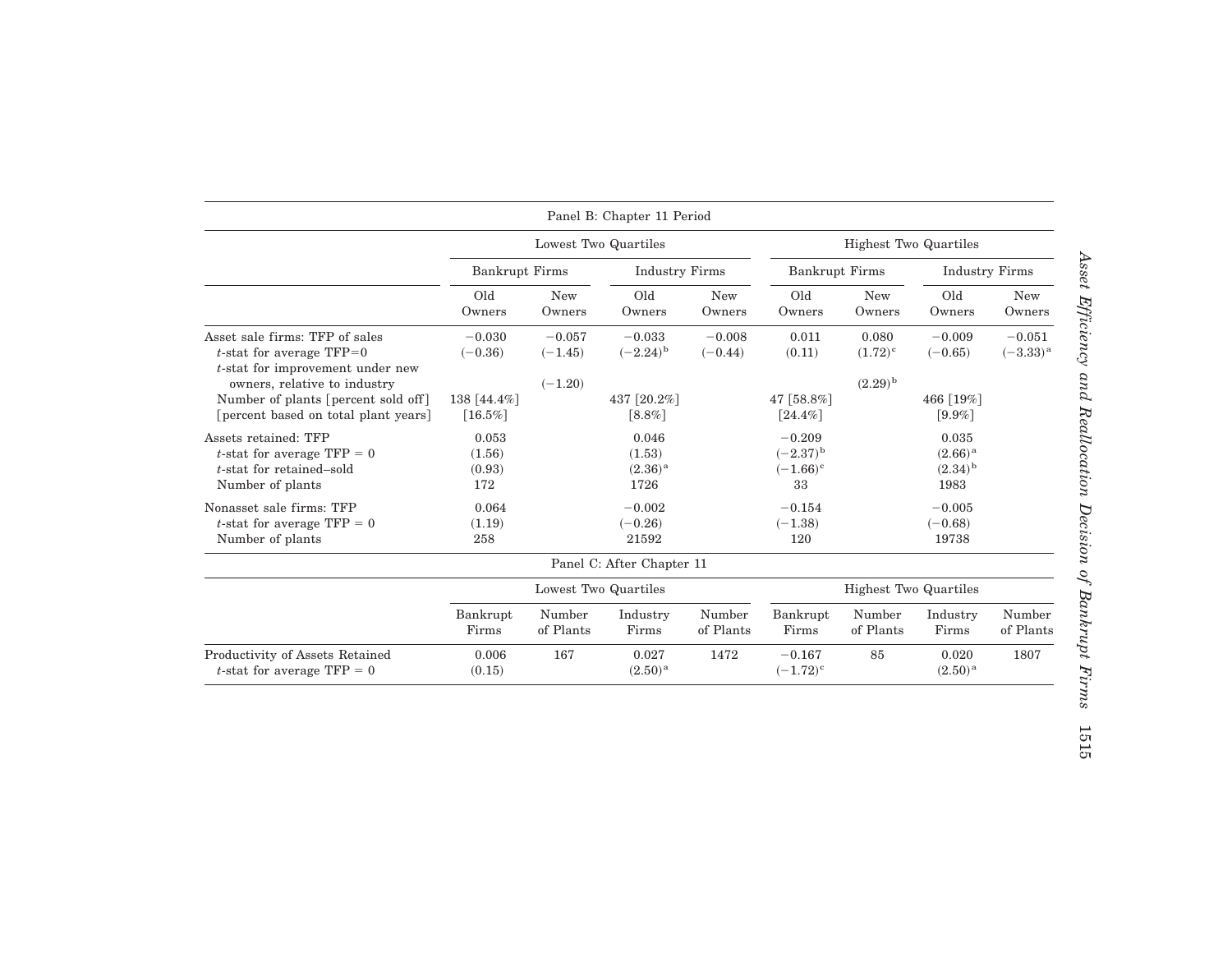Panel B: Chapter 11 Period

| | Lowest Two Quartiles | | | | Highest Two Quartiles | | | |
|---|---|---|---|---|---|---|---|---|
| | Bankrupt Firms | | Industry Firms | | Bankrupt Firms | | Industry Firms | |
| | Old Owners | New Owners | Old Owners | New Owners | Old Owners | New Owners | Old Owners | New Owners |
| Asset sale firms: TFP of sales | −0.030 | −0.057 | −0.033 | −0.008 | 0.011 | 0.080 | −0.009 | −0.051 |
| $t$-stat for average TFP=0 | (−0.36) | (−1.45) | (−2.24)[b] | (−0.44) | (0.11) | (1.72)[c] | (−0.65) | (−3.33)[a] |
| $t$-stat for improvement under new owners, relative to industry | | (−1.20) | | | | (2.29)[b] | | |
| Number of plants [percent sold off] | 138 [44.4%] | | 437 [20.2%] | | 47 [58.8%] | | 466 [19%] | |
| [percent based on total plant years] | [16.5%] | | [8.8%] | | [24.4%] | | [9.9%] | |
| Assets retained: TFP | 0.053 | | 0.046 | | −0.209 | | 0.035 | |
| $t$-stat for average TFP = 0 | (1.56) | | (1.53) | | (−2.37)[b] | | (2.66)[a] | |
| $t$-stat for retained–sold | (0.93) | | (2.36)[a] | | (−1.66)[c] | | (2.34)[b] | |
| Number of plants | 172 | | 1726 | | 33 | | 1983 | |
| Nonasset sale firms: TFP | 0.064 | | −0.002 | | −0.154 | | −0.005 | |
| $t$-stat for average TFP = 0 | (1.19) | | (−0.26) | | (−1.38) | | (−0.68) | |
| Number of plants | 258 | | 21592 | | 120 | | 19738 | |

Panel C: After Chapter 11

| | Lowest Two Quartiles | | | | Highest Two Quartiles | | | |
|---|---|---|---|---|---|---|---|---|
| | Bankrupt Firms | Number of Plants | Industry Firms | Number of Plants | Bankrupt Firms | Number of Plants | Industry Firms | Number of Plants |
| Productivity of Assets Retained | 0.006 | 167 | 0.027 | 1472 | −0.167 | 85 | 0.020 | 1807 |
| $t$-stat for average TFP = 0 | (0.15) | | (2.50)[a] | | (−1.72)[c] | | (2.50)[a] | |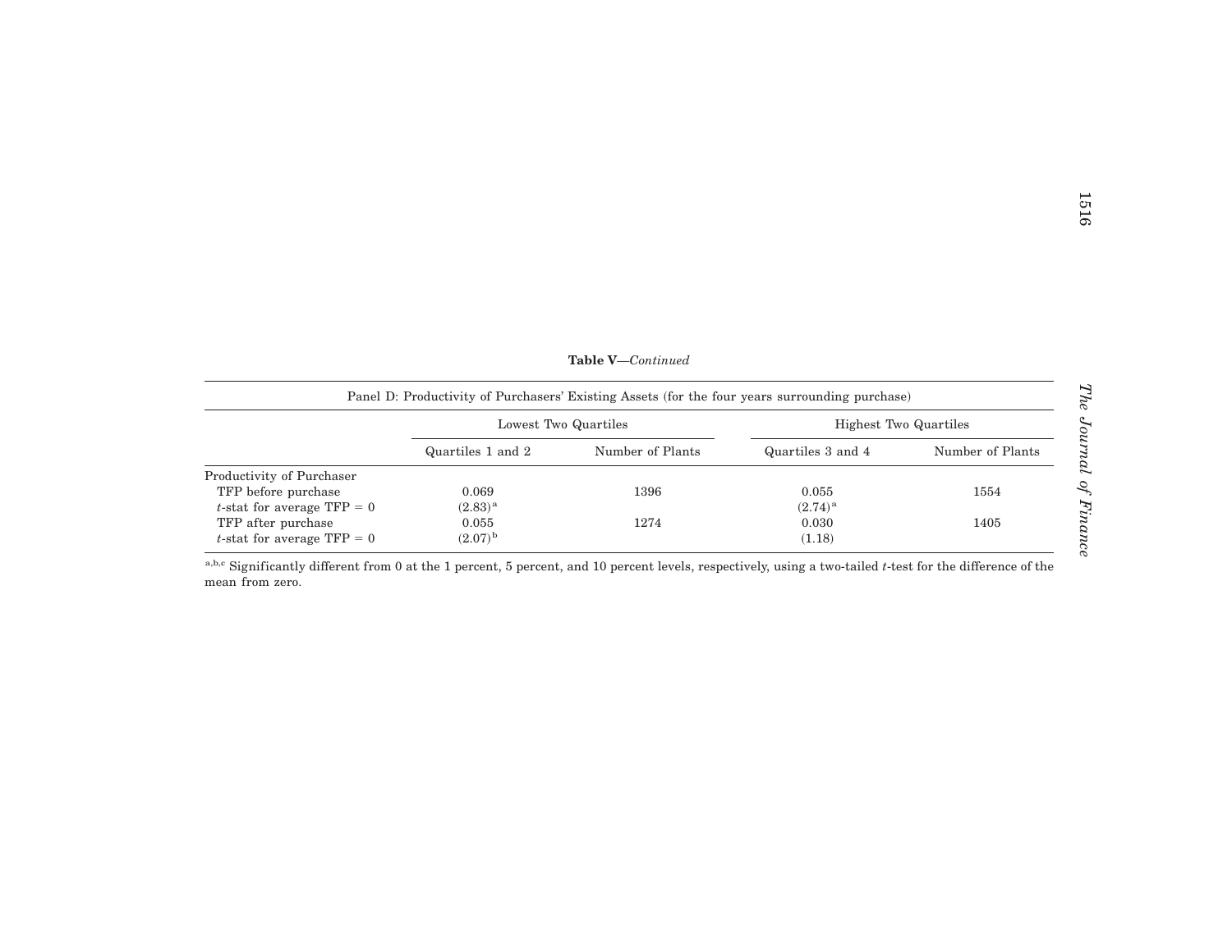**Table V**—*Continued*

| Panel D: Productivity of Purchasers' Existing Assets (for the four years surrounding purchase) | | | | |
|---|---|---|---|---|
| | Lowest Two Quartiles | | Highest Two Quartiles | |
| | Quartiles 1 and 2 | Number of Plants | Quartiles 3 and 4 | Number of Plants |
| Productivity of Purchaser | | | | |
| TFP before purchase | 0.069 | 1396 | 0.055 | 1554 |
| $t$-stat for average TFP = 0 | (2.83)[a] | | (2.74)[a] | |
| TFP after purchase | 0.055 | 1274 | 0.030 | 1405 |
| $t$-stat for average TFP = 0 | (2.07)[b] | | (1.18) | |

[a,b,c] Significantly different from 0 at the 1 percent, 5 percent, and 10 percent levels, respectively, using a two-tailed $t$-test for the difference of the mean from zero.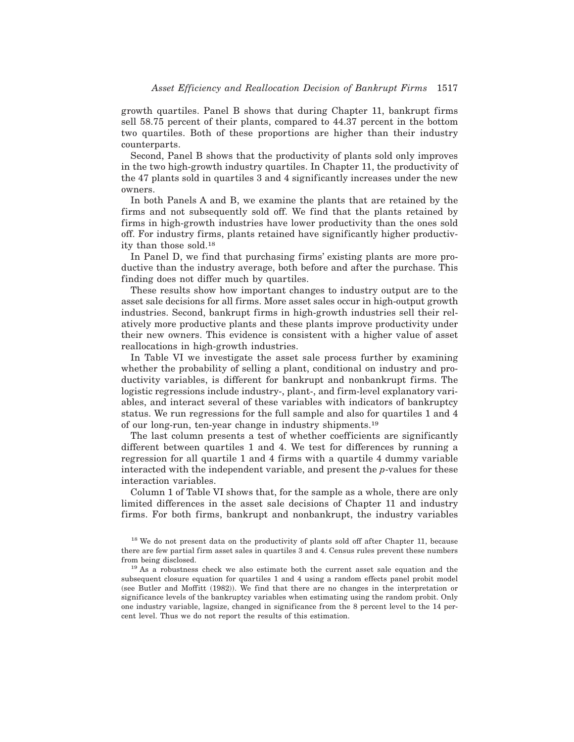growth quartiles. Panel B shows that during Chapter 11, bankrupt firms sell 58.75 percent of their plants, compared to 44.37 percent in the bottom two quartiles. Both of these proportions are higher than their industry counterparts.

Second, Panel B shows that the productivity of plants sold only improves in the two high-growth industry quartiles. In Chapter 11, the productivity of the 47 plants sold in quartiles 3 and 4 significantly increases under the new owners.

In both Panels A and B, we examine the plants that are retained by the firms and not subsequently sold off. We find that the plants retained by firms in high-growth industries have lower productivity than the ones sold off. For industry firms, plants retained have significantly higher productivity than those sold.[18]

In Panel D, we find that purchasing firms' existing plants are more productive than the industry average, both before and after the purchase. This finding does not differ much by quartiles.

These results show how important changes to industry output are to the asset sale decisions for all firms. More asset sales occur in high-output growth industries. Second, bankrupt firms in high-growth industries sell their relatively more productive plants and these plants improve productivity under their new owners. This evidence is consistent with a higher value of asset reallocations in high-growth industries.

In Table VI we investigate the asset sale process further by examining whether the probability of selling a plant, conditional on industry and productivity variables, is different for bankrupt and nonbankrupt firms. The logistic regressions include industry-, plant-, and firm-level explanatory variables, and interact several of these variables with indicators of bankruptcy status. We run regressions for the full sample and also for quartiles 1 and 4 of our long-run, ten-year change in industry shipments.[19]

The last column presents a test of whether coefficients are significantly different between quartiles 1 and 4. We test for differences by running a regression for all quartile 1 and 4 firms with a quartile 4 dummy variable interacted with the independent variable, and present the *p*-values for these interaction variables.

Column 1 of Table VI shows that, for the sample as a whole, there are only limited differences in the asset sale decisions of Chapter 11 and industry firms. For both firms, bankrupt and nonbankrupt, the industry variables

[18] We do not present data on the productivity of plants sold off after Chapter 11, because there are few partial firm asset sales in quartiles 3 and 4. Census rules prevent these numbers from being disclosed.

[19] As a robustness check we also estimate both the current asset sale equation and the subsequent closure equation for quartiles 1 and 4 using a random effects panel probit model (see Butler and Moffitt (1982)). We find that there are no changes in the interpretation or significance levels of the bankruptcy variables when estimating using the random probit. Only one industry variable, lagsize, changed in significance from the 8 percent level to the 14 percent level. Thus we do not report the results of this estimation.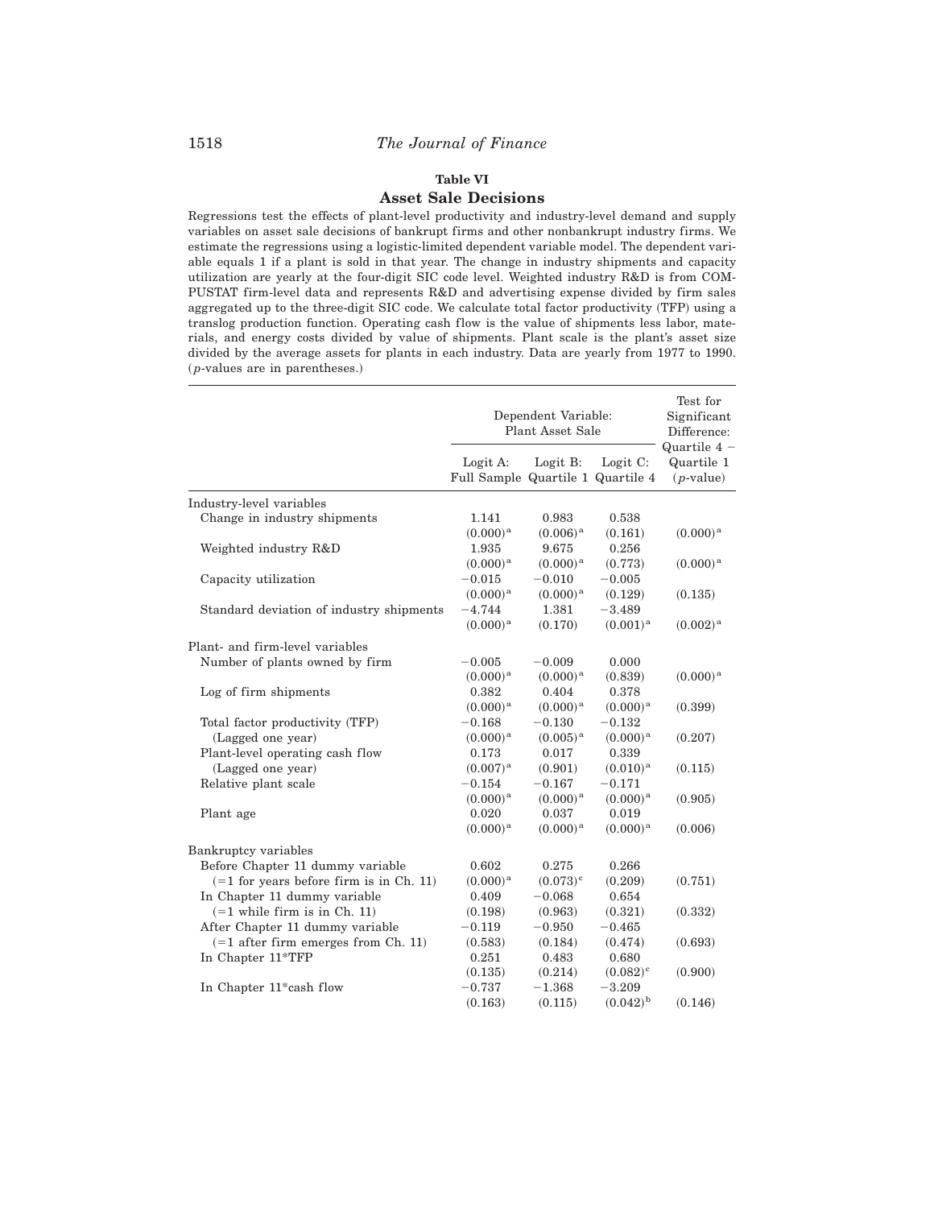## Table VI

### Asset Sale Decisions

Regressions test the effects of plant-level productivity and industry-level demand and supply variables on asset sale decisions of bankrupt firms and other nonbankrupt industry firms. We estimate the regressions using a logistic-limited dependent variable model. The dependent variable equals 1 if a plant is sold in that year. The change in industry shipments and capacity utilization are yearly at the four-digit SIC code level. Weighted industry R&D is from COMPUSTAT firm-level data and represents R&D and advertising expense divided by firm sales aggregated up to the three-digit SIC code. We calculate total factor productivity (TFP) using a translog production function. Operating cash flow is the value of shipments less labor, materials, and energy costs divided by value of shipments. Plant scale is the plant's asset size divided by the average assets for plants in each industry. Data are yearly from 1977 to 1990. (*p*-values are in parentheses.)

| | Dependent Variable: Plant Asset Sale | | | Test for Significant Difference: |
|---|---|---|---|---|
| | Logit A: Full Sample | Logit B: Quartile 1 | Logit C: Quartile 4 | Quartile 4 − Quartile 1 (*p*-value) |
| **Industry-level variables** | | | | |
| Change in industry shipments | 1.141 | 0.983 | 0.538 | |
| | (0.000)[a] | (0.006)[a] | (0.161) | (0.000)[a] |
| Weighted industry R&D | 1.935 | 9.675 | 0.256 | |
| | (0.000)[a] | (0.000)[a] | (0.773) | (0.000)[a] |
| Capacity utilization | −0.015 | −0.010 | −0.005 | |
| | (0.000)[a] | (0.000)[a] | (0.129) | (0.135) |
| Standard deviation of industry shipments | −4.744 | 1.381 | −3.489 | |
| | (0.000)[a] | (0.170) | (0.001)[a] | (0.002)[a] |
| **Plant- and firm-level variables** | | | | |
| Number of plants owned by firm | −0.005 | −0.009 | 0.000 | |
| | (0.000)[a] | (0.000)[a] | (0.839) | (0.000)[a] |
| Log of firm shipments | 0.382 | 0.404 | 0.378 | |
| | (0.000)[a] | (0.000)[a] | (0.000)[a] | (0.399) |
| Total factor productivity (TFP) | −0.168 | −0.130 | −0.132 | |
| (Lagged one year) | (0.000)[a] | (0.005)[a] | (0.000)[a] | (0.207) |
| Plant-level operating cash flow | 0.173 | 0.017 | 0.339 | |
| (Lagged one year) | (0.007)[a] | (0.901) | (0.010)[a] | (0.115) |
| Relative plant scale | −0.154 | −0.167 | −0.171 | |
| | (0.000)[a] | (0.000)[a] | (0.000)[a] | (0.905) |
| Plant age | 0.020 | 0.037 | 0.019 | |
| | (0.000)[a] | (0.000)[a] | (0.000)[a] | (0.006) |
| **Bankruptcy variables** | | | | |
| Before Chapter 11 dummy variable | 0.602 | 0.275 | 0.266 | |
| (=1 for years before firm is in Ch. 11) | (0.000)[a] | (0.073)[c] | (0.209) | (0.751) |
| In Chapter 11 dummy variable | 0.409 | −0.068 | 0.654 | |
| (=1 while firm is in Ch. 11) | (0.198) | (0.963) | (0.321) | (0.332) |
| After Chapter 11 dummy variable | −0.119 | −0.950 | −0.465 | |
| (=1 after firm emerges from Ch. 11) | (0.583) | (0.184) | (0.474) | (0.693) |
| In Chapter 11*TFP | 0.251 | 0.483 | 0.680 | |
| | (0.135) | (0.214) | (0.082)[c] | (0.900) |
| In Chapter 11*cash flow | −0.737 | −1.368 | −3.209 | |
| | (0.163) | (0.115) | (0.042)[b] | (0.146) |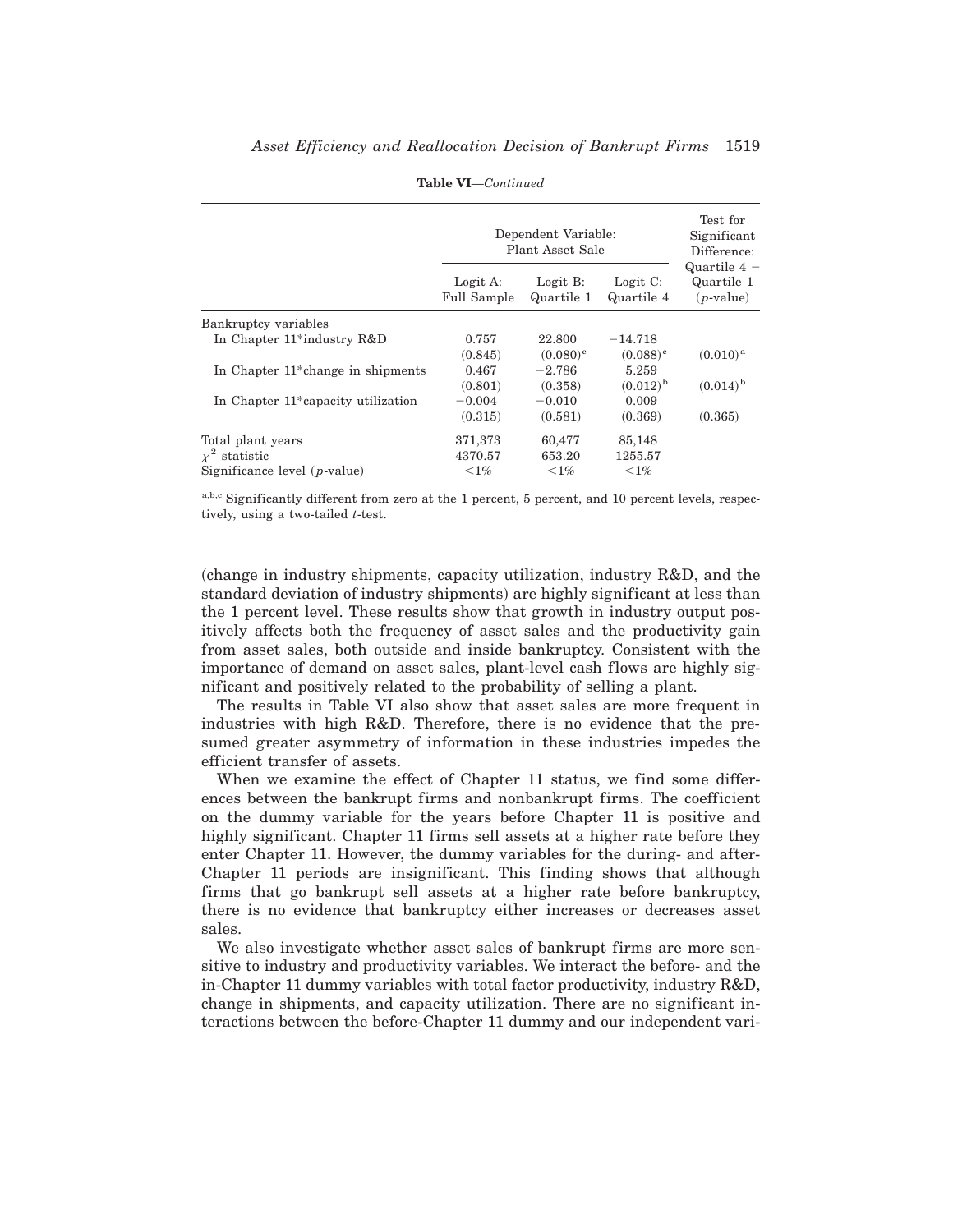**Table VI**—*Continued*

| | Dependent Variable: Plant Asset Sale | | | Test for Significant Difference: |
|---|---|---|---|---|
| | Logit A: Full Sample | Logit B: Quartile 1 | Logit C: Quartile 4 | Quartile 4 − Quartile 1 ($p$-value) |
| Bankruptcy variables | | | | |
| In Chapter 11*industry R&D | 0.757 | 22.800 | −14.718 | |
| | (0.845) | (0.080)[c] | (0.088)[c] | (0.010)[a] |
| In Chapter 11*change in shipments | 0.467 | −2.786 | 5.259 | |
| | (0.801) | (0.358) | (0.012)[b] | (0.014)[b] |
| In Chapter 11*capacity utilization | −0.004 | −0.010 | 0.009 | |
| | (0.315) | (0.581) | (0.369) | (0.365) |
| Total plant years | 371,373 | 60,477 | 85,148 | |
| $\chi^2$ statistic | 4370.57 | 653.20 | 1255.57 | |
| Significance level ($p$-value) | <1% | <1% | <1% | |

[a,b,c] Significantly different from zero at the 1 percent, 5 percent, and 10 percent levels, respectively, using a two-tailed $t$-test.

(change in industry shipments, capacity utilization, industry R&D, and the standard deviation of industry shipments) are highly significant at less than the 1 percent level. These results show that growth in industry output positively affects both the frequency of asset sales and the productivity gain from asset sales, both outside and inside bankruptcy. Consistent with the importance of demand on asset sales, plant-level cash flows are highly significant and positively related to the probability of selling a plant.

The results in Table VI also show that asset sales are more frequent in industries with high R&D. Therefore, there is no evidence that the presumed greater asymmetry of information in these industries impedes the efficient transfer of assets.

When we examine the effect of Chapter 11 status, we find some differences between the bankrupt firms and nonbankrupt firms. The coefficient on the dummy variable for the years before Chapter 11 is positive and highly significant. Chapter 11 firms sell assets at a higher rate before they enter Chapter 11. However, the dummy variables for the during- and after-Chapter 11 periods are insignificant. This finding shows that although firms that go bankrupt sell assets at a higher rate before bankruptcy, there is no evidence that bankruptcy either increases or decreases asset sales.

We also investigate whether asset sales of bankrupt firms are more sensitive to industry and productivity variables. We interact the before- and the in-Chapter 11 dummy variables with total factor productivity, industry R&D, change in shipments, and capacity utilization. There are no significant interactions between the before-Chapter 11 dummy and our independent vari-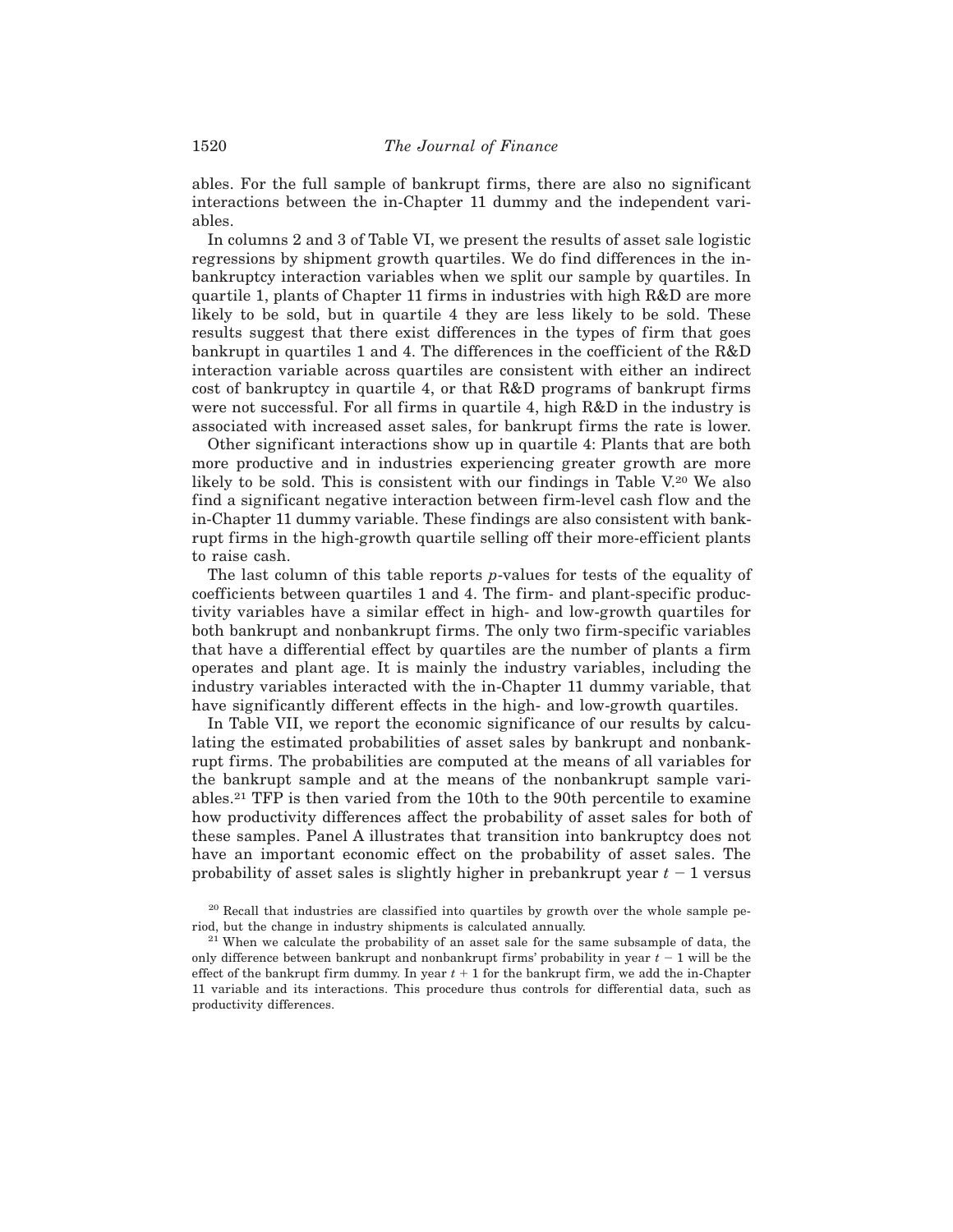ables. For the full sample of bankrupt firms, there are also no significant interactions between the in-Chapter 11 dummy and the independent variables.

In columns 2 and 3 of Table VI, we present the results of asset sale logistic regressions by shipment growth quartiles. We do find differences in the in-bankruptcy interaction variables when we split our sample by quartiles. In quartile 1, plants of Chapter 11 firms in industries with high R&D are more likely to be sold, but in quartile 4 they are less likely to be sold. These results suggest that there exist differences in the types of firm that goes bankrupt in quartiles 1 and 4. The differences in the coefficient of the R&D interaction variable across quartiles are consistent with either an indirect cost of bankruptcy in quartile 4, or that R&D programs of bankrupt firms were not successful. For all firms in quartile 4, high R&D in the industry is associated with increased asset sales, for bankrupt firms the rate is lower.

Other significant interactions show up in quartile 4: Plants that are both more productive and in industries experiencing greater growth are more likely to be sold. This is consistent with our findings in Table V.[20] We also find a significant negative interaction between firm-level cash flow and the in-Chapter 11 dummy variable. These findings are also consistent with bankrupt firms in the high-growth quartile selling off their more-efficient plants to raise cash.

The last column of this table reports *p*-values for tests of the equality of coefficients between quartiles 1 and 4. The firm- and plant-specific productivity variables have a similar effect in high- and low-growth quartiles for both bankrupt and nonbankrupt firms. The only two firm-specific variables that have a differential effect by quartiles are the number of plants a firm operates and plant age. It is mainly the industry variables, including the industry variables interacted with the in-Chapter 11 dummy variable, that have significantly different effects in the high- and low-growth quartiles.

In Table VII, we report the economic significance of our results by calculating the estimated probabilities of asset sales by bankrupt and nonbankrupt firms. The probabilities are computed at the means of all variables for the bankrupt sample and at the means of the nonbankrupt sample variables.[21] TFP is then varied from the 10th to the 90th percentile to examine how productivity differences affect the probability of asset sales for both of these samples. Panel A illustrates that transition into bankruptcy does not have an important economic effect on the probability of asset sales. The probability of asset sales is slightly higher in prebankrupt year $t-1$ versus

[20] Recall that industries are classified into quartiles by growth over the whole sample period, but the change in industry shipments is calculated annually.

[21] When we calculate the probability of an asset sale for the same subsample of data, the only difference between bankrupt and nonbankrupt firms' probability in year $t-1$ will be the effect of the bankrupt firm dummy. In year $t+1$ for the bankrupt firm, we add the in-Chapter 11 variable and its interactions. This procedure thus controls for differential data, such as productivity differences.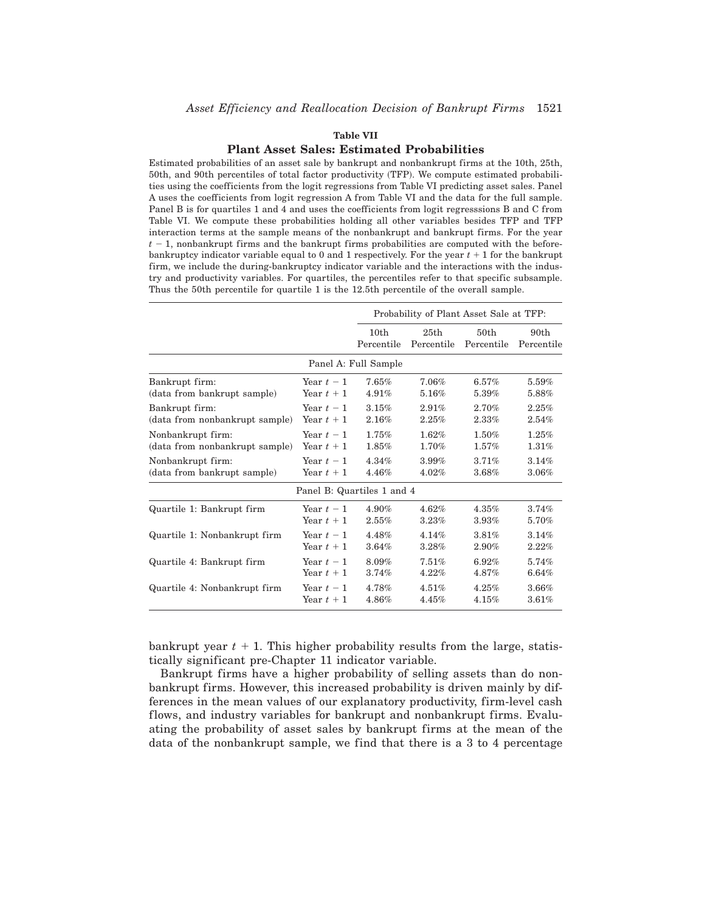**Table VII**

**Plant Asset Sales: Estimated Probabilities**

Estimated probabilities of an asset sale by bankrupt and nonbankrupt firms at the 10th, 25th, 50th, and 90th percentiles of total factor productivity (TFP). We compute estimated probabilities using the coefficients from the logit regressions from Table VI predicting asset sales. Panel A uses the coefficients from logit regression A from Table VI and the data for the full sample. Panel B is for quartiles 1 and 4 and uses the coefficients from logit regresssions B and C from Table VI. We compute these probabilities holding all other variables besides TFP and TFP interaction terms at the sample means of the nonbankrupt and bankrupt firms. For the year $t-1$, nonbankrupt firms and the bankrupt firms probabilities are computed with the before-bankruptcy indicator variable equal to 0 and 1 respectively. For the year $t+1$ for the bankrupt firm, we include the during-bankruptcy indicator variable and the interactions with the industry and productivity variables. For quartiles, the percentiles refer to that specific subsample. Thus the 50th percentile for quartile 1 is the 12.5th percentile of the overall sample.

| | | Probability of Plant Asset Sale at TFP: | | | |
|---|---|---|---|---|---|
| | | 10th Percentile | 25th Percentile | 50th Percentile | 90th Percentile |
| **Panel A: Full Sample** | | | | | |
| Bankrupt firm: | Year $t-1$ | 7.65% | 7.06% | 6.57% | 5.59% |
| (data from bankrupt sample) | Year $t+1$ | 4.91% | 5.16% | 5.39% | 5.88% |
| Bankrupt firm: | Year $t-1$ | 3.15% | 2.91% | 2.70% | 2.25% |
| (data from nonbankrupt sample) | Year $t+1$ | 2.16% | 2.25% | 2.33% | 2.54% |
| Nonbankrupt firm: | Year $t-1$ | 1.75% | 1.62% | 1.50% | 1.25% |
| (data from nonbankrupt sample) | Year $t+1$ | 1.85% | 1.70% | 1.57% | 1.31% |
| Nonbankrupt firm: | Year $t-1$ | 4.34% | 3.99% | 3.71% | 3.14% |
| (data from bankrupt sample) | Year $t+1$ | 4.46% | 4.02% | 3.68% | 3.06% |
| **Panel B: Quartiles 1 and 4** | | | | | |
| Quartile 1: Bankrupt firm | Year $t-1$ | 4.90% | 4.62% | 4.35% | 3.74% |
| | Year $t+1$ | 2.55% | 3.23% | 3.93% | 5.70% |
| Quartile 1: Nonbankrupt firm | Year $t-1$ | 4.48% | 4.14% | 3.81% | 3.14% |
| | Year $t+1$ | 3.64% | 3.28% | 2.90% | 2.22% |
| Quartile 4: Bankrupt firm | Year $t-1$ | 8.09% | 7.51% | 6.92% | 5.74% |
| | Year $t+1$ | 3.74% | 4.22% | 4.87% | 6.64% |
| Quartile 4: Nonbankrupt firm | Year $t-1$ | 4.78% | 4.51% | 4.25% | 3.66% |
| | Year $t+1$ | 4.86% | 4.45% | 4.15% | 3.61% |

bankrupt year $t+1$. This higher probability results from the large, statistically significant pre-Chapter 11 indicator variable.

Bankrupt firms have a higher probability of selling assets than do nonbankrupt firms. However, this increased probability is driven mainly by differences in the mean values of our explanatory productivity, firm-level cash flows, and industry variables for bankrupt and nonbankrupt firms. Evaluating the probability of asset sales by bankrupt firms at the mean of the data of the nonbankrupt sample, we find that there is a 3 to 4 percentage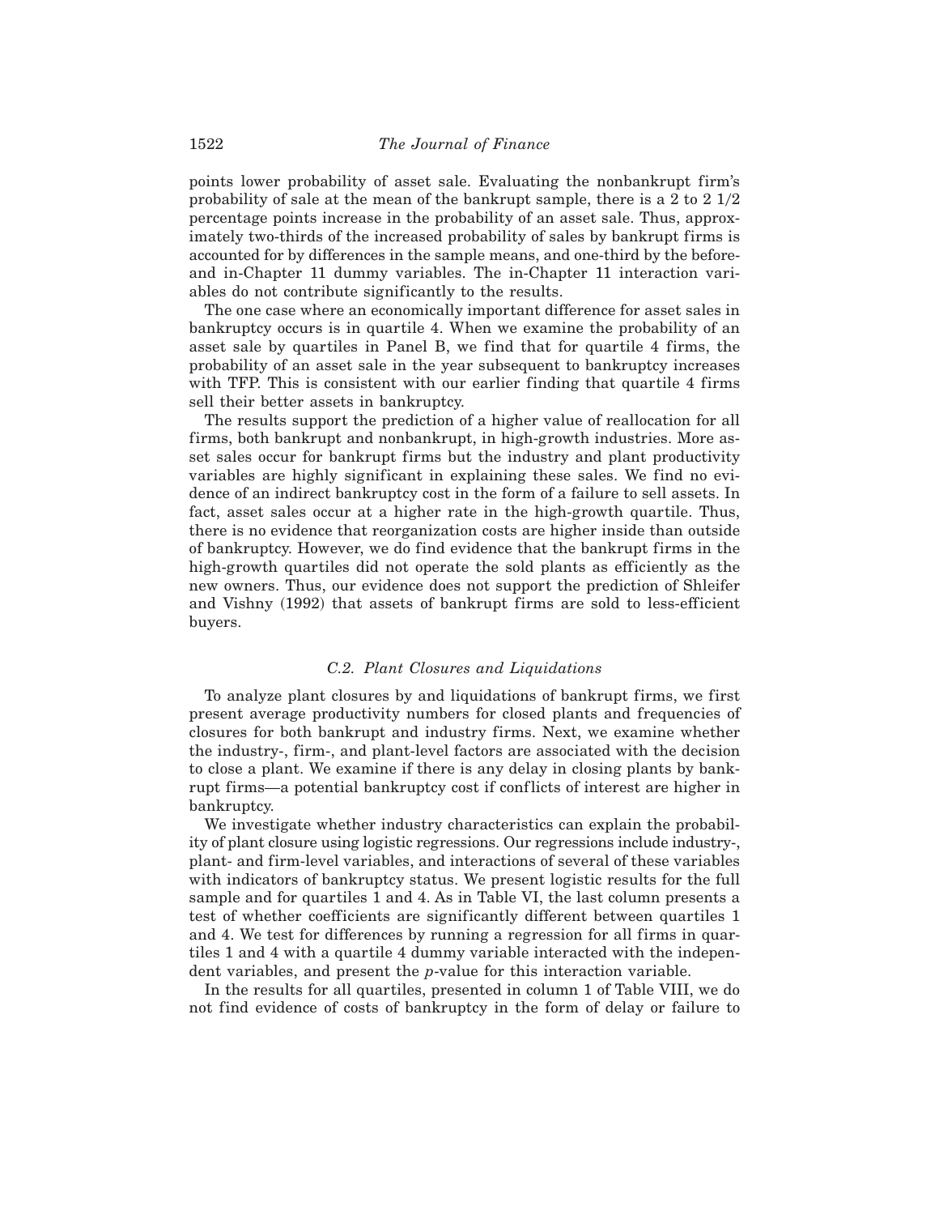points lower probability of asset sale. Evaluating the nonbankrupt firm's probability of sale at the mean of the bankrupt sample, there is a 2 to 2 1/2 percentage points increase in the probability of an asset sale. Thus, approximately two-thirds of the increased probability of sales by bankrupt firms is accounted for by differences in the sample means, and one-third by the before- and in-Chapter 11 dummy variables. The in-Chapter 11 interaction variables do not contribute significantly to the results.

The one case where an economically important difference for asset sales in bankruptcy occurs is in quartile 4. When we examine the probability of an asset sale by quartiles in Panel B, we find that for quartile 4 firms, the probability of an asset sale in the year subsequent to bankruptcy increases with TFP. This is consistent with our earlier finding that quartile 4 firms sell their better assets in bankruptcy.

The results support the prediction of a higher value of reallocation for all firms, both bankrupt and nonbankrupt, in high-growth industries. More asset sales occur for bankrupt firms but the industry and plant productivity variables are highly significant in explaining these sales. We find no evidence of an indirect bankruptcy cost in the form of a failure to sell assets. In fact, asset sales occur at a higher rate in the high-growth quartile. Thus, there is no evidence that reorganization costs are higher inside than outside of bankruptcy. However, we do find evidence that the bankrupt firms in the high-growth quartiles did not operate the sold plants as efficiently as the new owners. Thus, our evidence does not support the prediction of Shleifer and Vishny (1992) that assets of bankrupt firms are sold to less-efficient buyers.

### *C.2. Plant Closures and Liquidations*

To analyze plant closures by and liquidations of bankrupt firms, we first present average productivity numbers for closed plants and frequencies of closures for both bankrupt and industry firms. Next, we examine whether the industry-, firm-, and plant-level factors are associated with the decision to close a plant. We examine if there is any delay in closing plants by bankrupt firms—a potential bankruptcy cost if conflicts of interest are higher in bankruptcy.

We investigate whether industry characteristics can explain the probability of plant closure using logistic regressions. Our regressions include industry-, plant- and firm-level variables, and interactions of several of these variables with indicators of bankruptcy status. We present logistic results for the full sample and for quartiles 1 and 4. As in Table VI, the last column presents a test of whether coefficients are significantly different between quartiles 1 and 4. We test for differences by running a regression for all firms in quartiles 1 and 4 with a quartile 4 dummy variable interacted with the independent variables, and present the *p*-value for this interaction variable.

In the results for all quartiles, presented in column 1 of Table VIII, we do not find evidence of costs of bankruptcy in the form of delay or failure to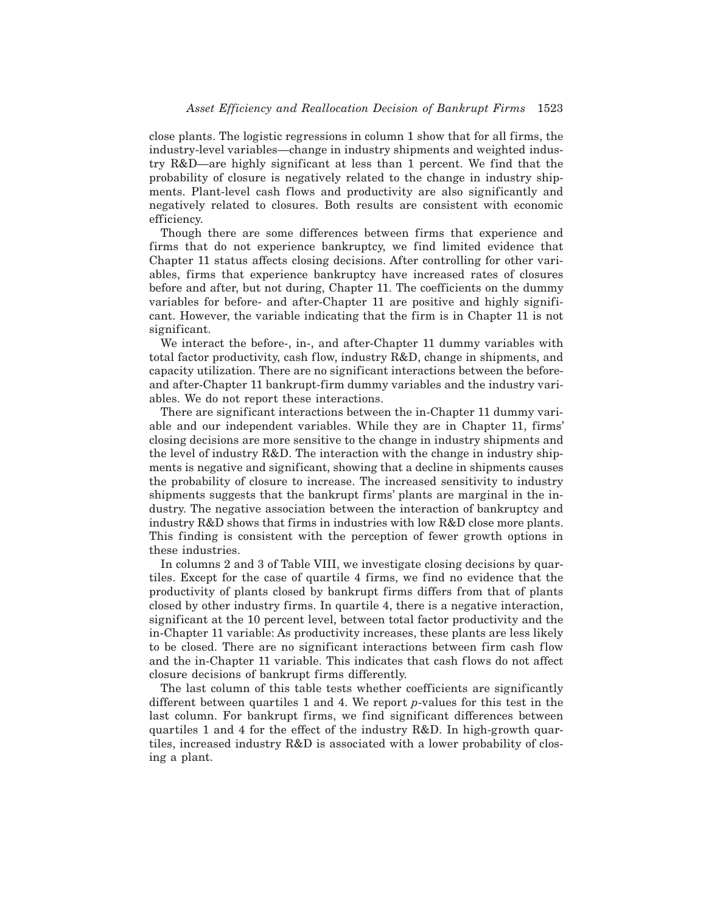close plants. The logistic regressions in column 1 show that for all firms, the industry-level variables—change in industry shipments and weighted industry R&D—are highly significant at less than 1 percent. We find that the probability of closure is negatively related to the change in industry shipments. Plant-level cash flows and productivity are also significantly and negatively related to closures. Both results are consistent with economic efficiency.

Though there are some differences between firms that experience and firms that do not experience bankruptcy, we find limited evidence that Chapter 11 status affects closing decisions. After controlling for other variables, firms that experience bankruptcy have increased rates of closures before and after, but not during, Chapter 11. The coefficients on the dummy variables for before- and after-Chapter 11 are positive and highly significant. However, the variable indicating that the firm is in Chapter 11 is not significant.

We interact the before-, in-, and after-Chapter 11 dummy variables with total factor productivity, cash flow, industry R&D, change in shipments, and capacity utilization. There are no significant interactions between the before- and after-Chapter 11 bankrupt-firm dummy variables and the industry variables. We do not report these interactions.

There are significant interactions between the in-Chapter 11 dummy variable and our independent variables. While they are in Chapter 11, firms' closing decisions are more sensitive to the change in industry shipments and the level of industry R&D. The interaction with the change in industry shipments is negative and significant, showing that a decline in shipments causes the probability of closure to increase. The increased sensitivity to industry shipments suggests that the bankrupt firms' plants are marginal in the industry. The negative association between the interaction of bankruptcy and industry R&D shows that firms in industries with low R&D close more plants. This finding is consistent with the perception of fewer growth options in these industries.

In columns 2 and 3 of Table VIII, we investigate closing decisions by quartiles. Except for the case of quartile 4 firms, we find no evidence that the productivity of plants closed by bankrupt firms differs from that of plants closed by other industry firms. In quartile 4, there is a negative interaction, significant at the 10 percent level, between total factor productivity and the in-Chapter 11 variable: As productivity increases, these plants are less likely to be closed. There are no significant interactions between firm cash flow and the in-Chapter 11 variable. This indicates that cash flows do not affect closure decisions of bankrupt firms differently.

The last column of this table tests whether coefficients are significantly different between quartiles 1 and 4. We report *p*-values for this test in the last column. For bankrupt firms, we find significant differences between quartiles 1 and 4 for the effect of the industry R&D. In high-growth quartiles, increased industry R&D is associated with a lower probability of closing a plant.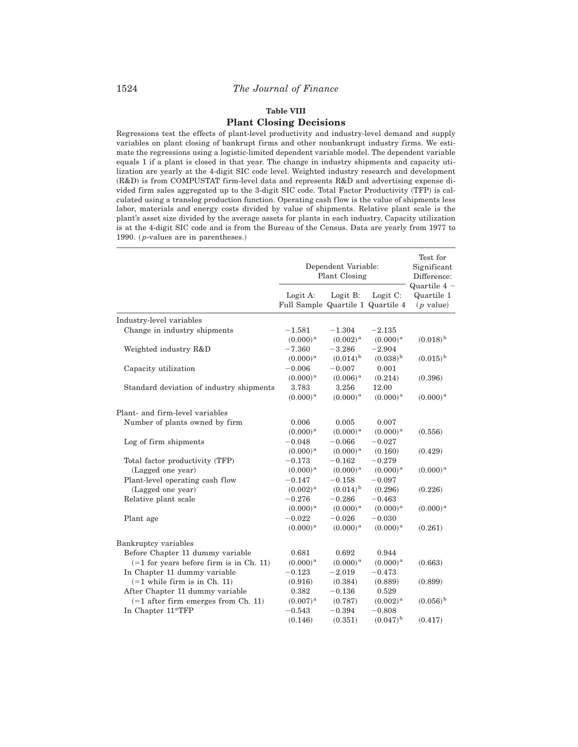**Table VIII**

**Plant Closing Decisions**

Regressions test the effects of plant-level productivity and industry-level demand and supply variables on plant closing of bankrupt firms and other nonbankrupt industry firms. We estimate the regressions using a logistic-limited dependent variable model. The dependent variable equals 1 if a plant is closed in that year. The change in industry shipments and capacity utilization are yearly at the 4-digit SIC code level. Weighted industry research and development (R&D) is from COMPUSTAT firm-level data and represents R&D and advertising expense divided firm sales aggregated up to the 3-digit SIC code. Total Factor Productivity (TFP) is calculated using a translog production function. Operating cash flow is the value of shipments less labor, materials and energy costs divided by value of shipments. Relative plant scale is the plant's asset size divided by the average assets for plants in each industry. Capacity utilization is at the 4-digit SIC code and is from the Bureau of the Census. Data are yearly from 1977 to 1990. (*p*-values are in parentheses.)

| | Dependent Variable: Plant Closing | | | Test for Significant Difference: |
|---|---|---|---|---|
| | Logit A: Full Sample | Logit B: Quartile 1 | Logit C: Quartile 4 | Quartile 4 − Quartile 1 (*p* value) |
| Industry-level variables | | | | |
| Change in industry shipments | −1.581 | −1.304 | −2.135 | |
| | (0.000)[a] | (0.002)[a] | (0.000)[a] | (0.018)[b] |
| Weighted industry R&D | −7.360 | −3.286 | −2.904 | |
| | (0.000)[a] | (0.014)[b] | (0.038)[b] | (0.015)[b] |
| Capacity utilization | −0.006 | −0.007 | 0.001 | |
| | (0.000)[a] | (0.006)[a] | (0.214) | (0.396) |
| Standard deviation of industry shipments | 3.783 | 3.256 | 12.00 | |
| | (0.000)[a] | (0.000)[a] | (0.000)[a] | (0.000)[a] |
| Plant- and firm-level variables | | | | |
| Number of plants owned by firm | 0.006 | 0.005 | 0.007 | |
| | (0.000)[a] | (0.000)[a] | (0.000)[a] | (0.556) |
| Log of firm shipments | −0.048 | −0.066 | −0.027 | |
| | (0.000)[a] | (0.000)[a] | (0.160) | (0.429) |
| Total factor productivity (TFP) | −0.173 | −0.162 | −0.279 | |
| (Lagged one year) | (0.000)[a] | (0.000)[a] | (0.000)[a] | (0.000)[a] |
| Plant-level operating cash flow | −0.147 | −0.158 | −0.097 | |
| (Lagged one year) | (0.002)[a] | (0.014)[b] | (0.296) | (0.226) |
| Relative plant scale | −0.276 | −0.286 | −0.463 | |
| | (0.000)[a] | (0.000)[a] | (0.000)[a] | (0.000)[a] |
| Plant age | −0.022 | −0.026 | −0.030 | |
| | (0.000)[a] | (0.000)[a] | (0.000)[a] | (0.261) |
| Bankruptcy variables | | | | |
| Before Chapter 11 dummy variable | 0.681 | 0.692 | 0.944 | |
| (=1 for years before firm is in Ch. 11) | (0.000)[a] | (0.000)[a] | (0.000)[a] | (0.663) |
| In Chapter 11 dummy variable | −0.123 | −2.019 | −0.473 | |
| (=1 while firm is in Ch. 11) | (0.916) | (0.384) | (0.889) | (0.899) |
| After Chapter 11 dummy variable | 0.382 | −0.136 | 0.529 | |
| (=1 after firm emerges from Ch. 11) | (0.007)[a] | (0.787) | (0.002)[a] | (0.056)[b] |
| In Chapter 11*TFP | −0.543 | −0.394 | −0.808 | |
| | (0.146) | (0.351) | (0.047)[b] | (0.417) |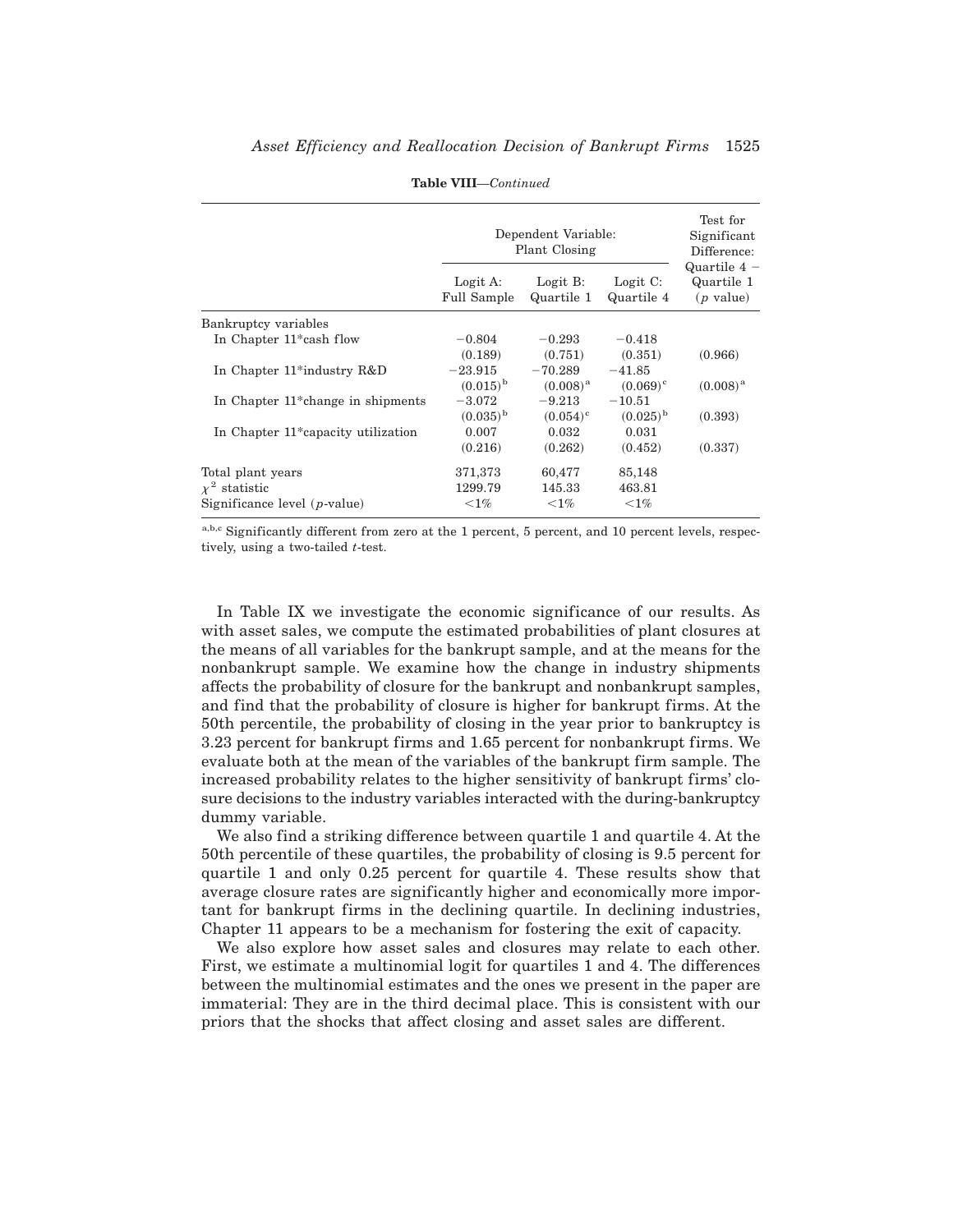**Table VIII**—*Continued*

| | Dependent Variable: Plant Closing | | | Test for Significant Difference: Quartile 4 − Quartile 1 (*p* value) |
|---|---|---|---|---|
| | Logit A: Full Sample | Logit B: Quartile 1 | Logit C: Quartile 4 | |
| Bankruptcy variables | | | | |
| In Chapter 11*cash flow | −0.804 | −0.293 | −0.418 | |
| | (0.189) | (0.751) | (0.351) | (0.966) |
| In Chapter 11*industry R&D | −23.915 | −70.289 | −41.85 | |
| | (0.015)[b] | (0.008)[a] | (0.069)[c] | (0.008)[a] |
| In Chapter 11*change in shipments | −3.072 | −9.213 | −10.51 | |
| | (0.035)[b] | (0.054)[c] | (0.025)[b] | (0.393) |
| In Chapter 11*capacity utilization | 0.007 | 0.032 | 0.031 | |
| | (0.216) | (0.262) | (0.452) | (0.337) |
| Total plant years | 371,373 | 60,477 | 85,148 | |
| $\chi^2$ statistic | 1299.79 | 145.33 | 463.81 | |
| Significance level (*p*-value) | <1% | <1% | <1% | |

[a,b,c] Significantly different from zero at the 1 percent, 5 percent, and 10 percent levels, respectively, using a two-tailed *t*-test.

In Table IX we investigate the economic significance of our results. As with asset sales, we compute the estimated probabilities of plant closures at the means of all variables for the bankrupt sample, and at the means for the nonbankrupt sample. We examine how the change in industry shipments affects the probability of closure for the bankrupt and nonbankrupt samples, and find that the probability of closure is higher for bankrupt firms. At the 50th percentile, the probability of closing in the year prior to bankruptcy is 3.23 percent for bankrupt firms and 1.65 percent for nonbankrupt firms. We evaluate both at the mean of the variables of the bankrupt firm sample. The increased probability relates to the higher sensitivity of bankrupt firms' closure decisions to the industry variables interacted with the during-bankruptcy dummy variable.

We also find a striking difference between quartile 1 and quartile 4. At the 50th percentile of these quartiles, the probability of closing is 9.5 percent for quartile 1 and only 0.25 percent for quartile 4. These results show that average closure rates are significantly higher and economically more important for bankrupt firms in the declining quartile. In declining industries, Chapter 11 appears to be a mechanism for fostering the exit of capacity.

We also explore how asset sales and closures may relate to each other. First, we estimate a multinomial logit for quartiles 1 and 4. The differences between the multinomial estimates and the ones we present in the paper are immaterial: They are in the third decimal place. This is consistent with our priors that the shocks that affect closing and asset sales are different.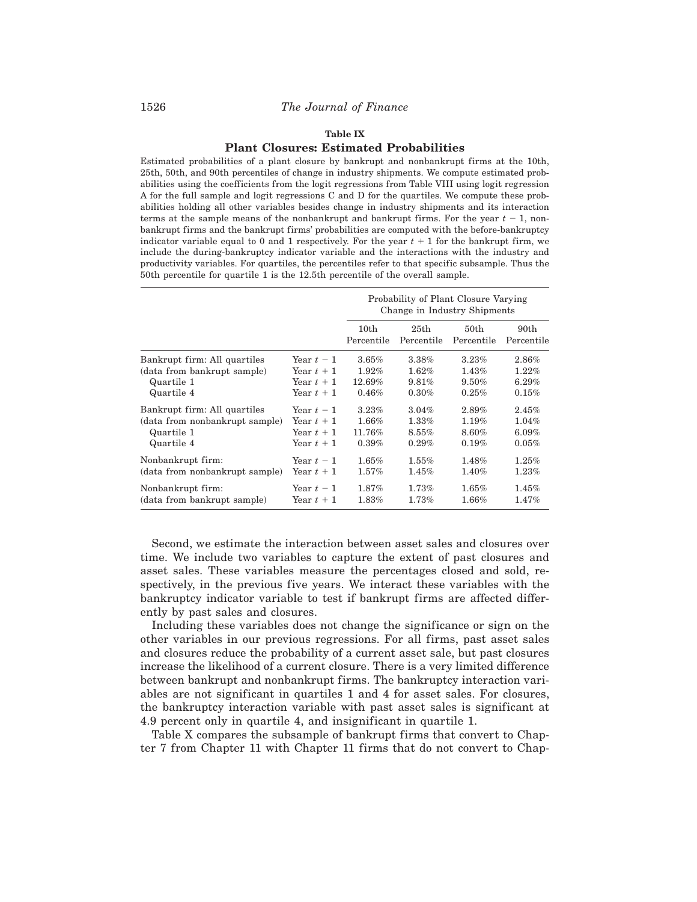**Table IX**

**Plant Closures: Estimated Probabilities**

Estimated probabilities of a plant closure by bankrupt and nonbankrupt firms at the 10th, 25th, 50th, and 90th percentiles of change in industry shipments. We compute estimated probabilities using the coefficients from the logit regressions from Table VIII using logit regression A for the full sample and logit regressions C and D for the quartiles. We compute these probabilities holding all other variables besides change in industry shipments and its interaction terms at the sample means of the nonbankrupt and bankrupt firms. For the year $t-1$, nonbankrupt firms and the bankrupt firms' probabilities are computed with the before-bankruptcy indicator variable equal to 0 and 1 respectively. For the year $t+1$ for the bankrupt firm, we include the during-bankruptcy indicator variable and the interactions with the industry and productivity variables. For quartiles, the percentiles refer to that specific subsample. Thus the 50th percentile for quartile 1 is the 12.5th percentile of the overall sample.

| | | Probability of Plant Closure Varying Change in Industry Shipments | | | |
|---|---|---|---|---|---|
| | | 10th Percentile | 25th Percentile | 50th Percentile | 90th Percentile |
| Bankrupt firm: All quartiles | Year $t-1$ | 3.65% | 3.38% | 3.23% | 2.86% |
| (data from bankrupt sample) | Year $t+1$ | 1.92% | 1.62% | 1.43% | 1.22% |
| Quartile 1 | Year $t+1$ | 12.69% | 9.81% | 9.50% | 6.29% |
| Quartile 4 | Year $t+1$ | 0.46% | 0.30% | 0.25% | 0.15% |
| Bankrupt firm: All quartiles | Year $t-1$ | 3.23% | 3.04% | 2.89% | 2.45% |
| (data from nonbankrupt sample) | Year $t+1$ | 1.66% | 1.33% | 1.19% | 1.04% |
| Quartile 1 | Year $t+1$ | 11.76% | 8.55% | 8.60% | 6.09% |
| Quartile 4 | Year $t+1$ | 0.39% | 0.29% | 0.19% | 0.05% |
| Nonbankrupt firm: | Year $t-1$ | 1.65% | 1.55% | 1.48% | 1.25% |
| (data from nonbankrupt sample) | Year $t+1$ | 1.57% | 1.45% | 1.40% | 1.23% |
| Nonbankrupt firm: | Year $t-1$ | 1.87% | 1.73% | 1.65% | 1.45% |
| (data from bankrupt sample) | Year $t+1$ | 1.83% | 1.73% | 1.66% | 1.47% |

Second, we estimate the interaction between asset sales and closures over time. We include two variables to capture the extent of past closures and asset sales. These variables measure the percentages closed and sold, respectively, in the previous five years. We interact these variables with the bankruptcy indicator variable to test if bankrupt firms are affected differently by past sales and closures.

Including these variables does not change the significance or sign on the other variables in our previous regressions. For all firms, past asset sales and closures reduce the probability of a current asset sale, but past closures increase the likelihood of a current closure. There is a very limited difference between bankrupt and nonbankrupt firms. The bankruptcy interaction variables are not significant in quartiles 1 and 4 for asset sales. For closures, the bankruptcy interaction variable with past asset sales is significant at 4.9 percent only in quartile 4, and insignificant in quartile 1.

Table X compares the subsample of bankrupt firms that convert to Chapter 7 from Chapter 11 with Chapter 11 firms that do not convert to Chap-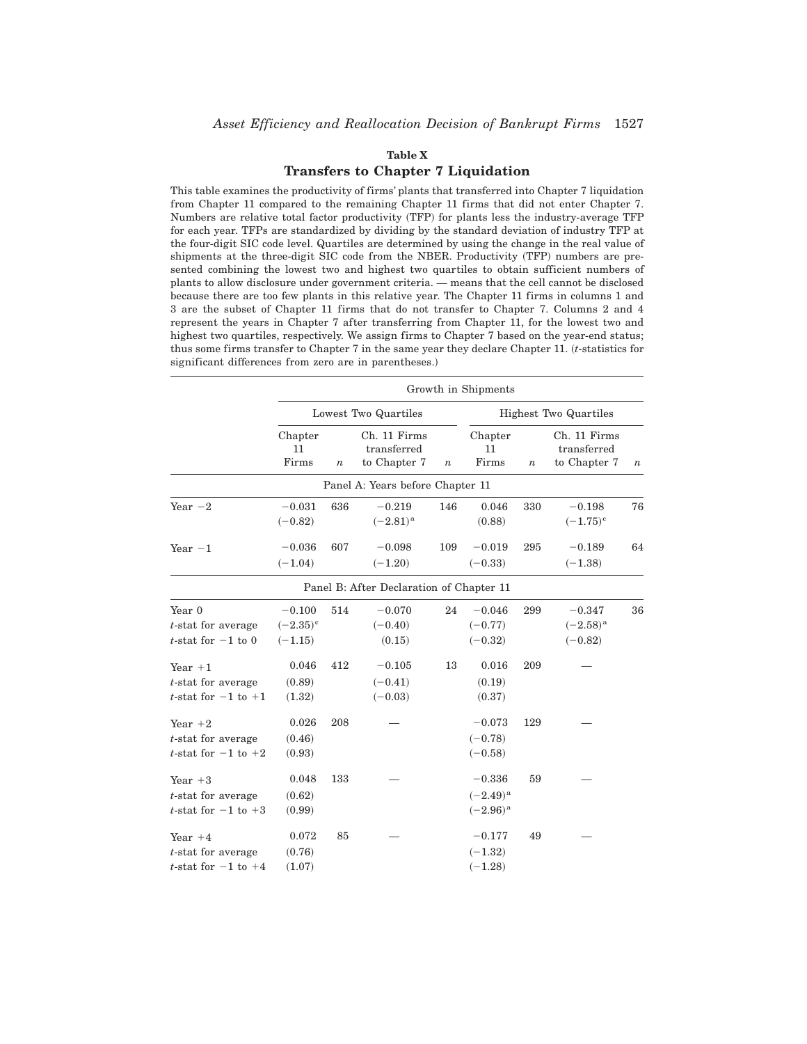## Table X

## Transfers to Chapter 7 Liquidation

This table examines the productivity of firms' plants that transferred into Chapter 7 liquidation from Chapter 11 compared to the remaining Chapter 11 firms that did not enter Chapter 7. Numbers are relative total factor productivity (TFP) for plants less the industry-average TFP for each year. TFPs are standardized by dividing by the standard deviation of industry TFP at the four-digit SIC code level. Quartiles are determined by using the change in the real value of shipments at the three-digit SIC code from the NBER. Productivity (TFP) numbers are presented combining the lowest two and highest two quartiles to obtain sufficient numbers of plants to allow disclosure under government criteria. — means that the cell cannot be disclosed because there are too few plants in this relative year. The Chapter 11 firms in columns 1 and 3 are the subset of Chapter 11 firms that do not transfer to Chapter 7. Columns 2 and 4 represent the years in Chapter 7 after transferring from Chapter 11, for the lowest two and highest two quartiles, respectively. We assign firms to Chapter 7 based on the year-end status; thus some firms transfer to Chapter 7 in the same year they declare Chapter 11. (*t*-statistics for significant differences from zero are in parentheses.)

| | Growth in Shipments | | | | | | | |
|---|---|---|---|---|---|---|---|---|
| | Lowest Two Quartiles | | | | Highest Two Quartiles | | | |
| | Chapter 11 Firms | *n* | Ch. 11 Firms transferred to Chapter 7 | *n* | Chapter 11 Firms | *n* | Ch. 11 Firms transferred to Chapter 7 | *n* |
| **Panel A: Years before Chapter 11** | | | | | | | | |
| Year −2 | −0.031 | 636 | −0.219 | 146 | 0.046 | 330 | −0.198 | 76 |
| | (−0.82) | | (−2.81)[a] | | (0.88) | | (−1.75)[c] | |
| Year −1 | −0.036 | 607 | −0.098 | 109 | −0.019 | 295 | −0.189 | 64 |
| | (−1.04) | | (−1.20) | | (−0.33) | | (−1.38) | |
| **Panel B: After Declaration of Chapter 11** | | | | | | | | |
| Year 0 | −0.100 | 514 | −0.070 | 24 | −0.046 | 299 | −0.347 | 36 |
| *t*-stat for average | (−2.35)[c] | | (−0.40) | | (−0.77) | | (−2.58)[a] | |
| *t*-stat for −1 to 0 | (−1.15) | | (0.15) | | (−0.32) | | (−0.82) | |
| Year +1 | 0.046 | 412 | −0.105 | 13 | 0.016 | 209 | — | |
| *t*-stat for average | (0.89) | | (−0.41) | | (0.19) | | | |
| *t*-stat for −1 to +1 | (1.32) | | (−0.03) | | (0.37) | | | |
| Year +2 | 0.026 | 208 | — | | −0.073 | 129 | — | |
| *t*-stat for average | (0.46) | | | | (−0.78) | | | |
| *t*-stat for −1 to +2 | (0.93) | | | | (−0.58) | | | |
| Year +3 | 0.048 | 133 | — | | −0.336 | 59 | — | |
| *t*-stat for average | (0.62) | | | | (−2.49)[a] | | | |
| *t*-stat for −1 to +3 | (0.99) | | | | (−2.96)[a] | | | |
| Year +4 | 0.072 | 85 | — | | −0.177 | 49 | — | |
| *t*-stat for average | (0.76) | | | | (−1.32) | | | |
| *t*-stat for −1 to +4 | (1.07) | | | | (−1.28) | | | |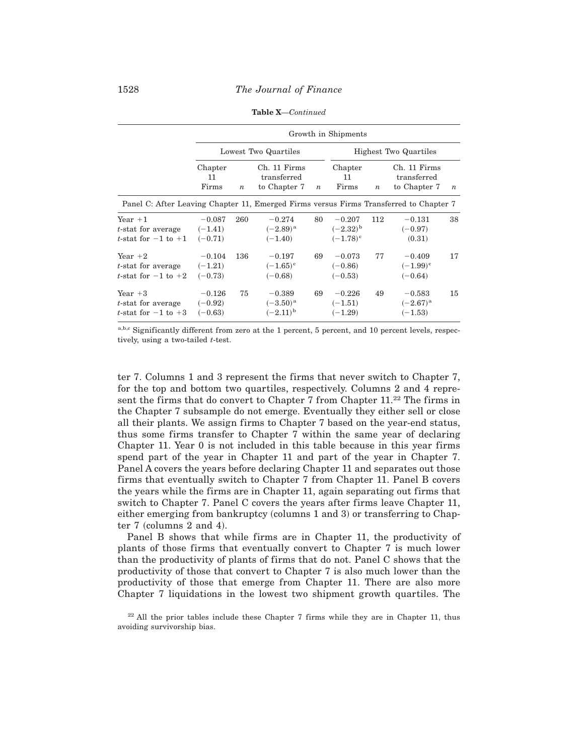**Table X**—*Continued*

| | Growth in Shipments | | | | | | | |
|---|---|---|---|---|---|---|---|---|
| | Lowest Two Quartiles | | | | Highest Two Quartiles | | | |
| | Chapter 11 Firms | *n* | Ch. 11 Firms transferred to Chapter 7 | *n* | Chapter 11 Firms | *n* | Ch. 11 Firms transferred to Chapter 7 | *n* |
| Panel C: After Leaving Chapter 11, Emerged Firms versus Firms Transferred to Chapter 7 | | | | | | | | |
| Year +1 | −0.087 | 260 | −0.274 | 80 | −0.207 | 112 | −0.131 | 38 |
| *t*-stat for average | (−1.41) | | (−2.89)[a] | | (−2.32)[b] | | (−0.97) | |
| *t*-stat for −1 to +1 | (−0.71) | | (−1.40) | | (−1.78)[c] | | (0.31) | |
| Year +2 | −0.104 | 136 | −0.197 | 69 | −0.073 | 77 | −0.409 | 17 |
| *t*-stat for average | (−1.21) | | (−1.65)[c] | | (−0.86) | | (−1.99)[c] | |
| *t*-stat for −1 to +2 | (−0.73) | | (−0.68) | | (−0.53) | | (−0.64) | |
| Year +3 | −0.126 | 75 | −0.389 | 69 | −0.226 | 49 | −0.583 | 15 |
| *t*-stat for average | (−0.92) | | (−3.50)[a] | | (−1.51) | | (−2.67)[a] | |
| *t*-stat for −1 to +3 | (−0.63) | | (−2.11)[b] | | (−1.29) | | (−1.53) | |

[a,b,c] Significantly different from zero at the 1 percent, 5 percent, and 10 percent levels, respectively, using a two-tailed *t*-test.

ter 7. Columns 1 and 3 represent the firms that never switch to Chapter 7, for the top and bottom two quartiles, respectively. Columns 2 and 4 represent the firms that do convert to Chapter 7 from Chapter 11.[22] The firms in the Chapter 7 subsample do not emerge. Eventually they either sell or close all their plants. We assign firms to Chapter 7 based on the year-end status, thus some firms transfer to Chapter 7 within the same year of declaring Chapter 11. Year 0 is not included in this table because in this year firms spend part of the year in Chapter 11 and part of the year in Chapter 7. Panel A covers the years before declaring Chapter 11 and separates out those firms that eventually switch to Chapter 7 from Chapter 11. Panel B covers the years while the firms are in Chapter 11, again separating out firms that switch to Chapter 7. Panel C covers the years after firms leave Chapter 11, either emerging from bankruptcy (columns 1 and 3) or transferring to Chapter 7 (columns 2 and 4).

Panel B shows that while firms are in Chapter 11, the productivity of plants of those firms that eventually convert to Chapter 7 is much lower than the productivity of plants of firms that do not. Panel C shows that the productivity of those that convert to Chapter 7 is also much lower than the productivity of those that emerge from Chapter 11. There are also more Chapter 7 liquidations in the lowest two shipment growth quartiles. The

[22] All the prior tables include these Chapter 7 firms while they are in Chapter 11, thus avoiding survivorship bias.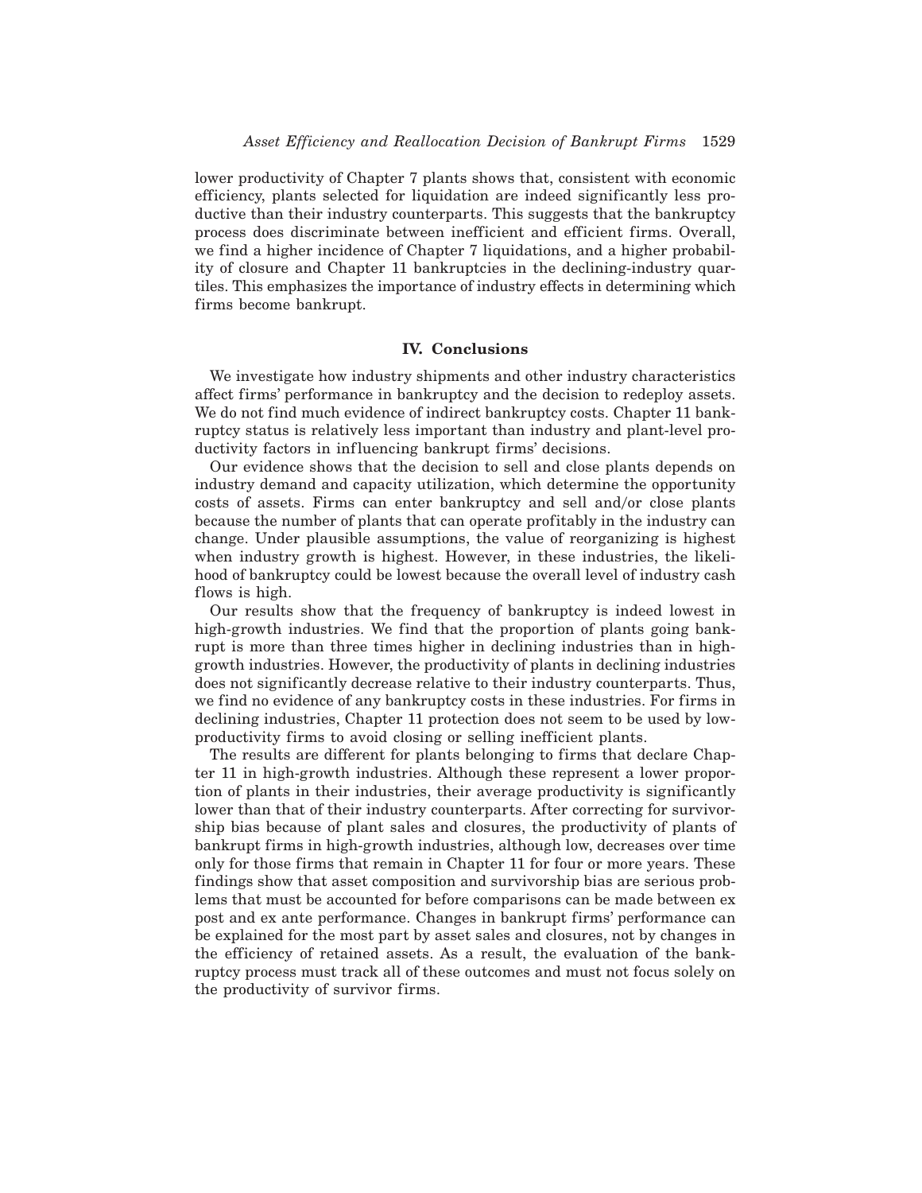lower productivity of Chapter 7 plants shows that, consistent with economic efficiency, plants selected for liquidation are indeed significantly less productive than their industry counterparts. This suggests that the bankruptcy process does discriminate between inefficient and efficient firms. Overall, we find a higher incidence of Chapter 7 liquidations, and a higher probability of closure and Chapter 11 bankruptcies in the declining-industry quartiles. This emphasizes the importance of industry effects in determining which firms become bankrupt.

## IV. Conclusions

We investigate how industry shipments and other industry characteristics affect firms' performance in bankruptcy and the decision to redeploy assets. We do not find much evidence of indirect bankruptcy costs. Chapter 11 bankruptcy status is relatively less important than industry and plant-level productivity factors in influencing bankrupt firms' decisions.

Our evidence shows that the decision to sell and close plants depends on industry demand and capacity utilization, which determine the opportunity costs of assets. Firms can enter bankruptcy and sell and/or close plants because the number of plants that can operate profitably in the industry can change. Under plausible assumptions, the value of reorganizing is highest when industry growth is highest. However, in these industries, the likelihood of bankruptcy could be lowest because the overall level of industry cash flows is high.

Our results show that the frequency of bankruptcy is indeed lowest in high-growth industries. We find that the proportion of plants going bankrupt is more than three times higher in declining industries than in high-growth industries. However, the productivity of plants in declining industries does not significantly decrease relative to their industry counterparts. Thus, we find no evidence of any bankruptcy costs in these industries. For firms in declining industries, Chapter 11 protection does not seem to be used by low-productivity firms to avoid closing or selling inefficient plants.

The results are different for plants belonging to firms that declare Chapter 11 in high-growth industries. Although these represent a lower proportion of plants in their industries, their average productivity is significantly lower than that of their industry counterparts. After correcting for survivorship bias because of plant sales and closures, the productivity of plants of bankrupt firms in high-growth industries, although low, decreases over time only for those firms that remain in Chapter 11 for four or more years. These findings show that asset composition and survivorship bias are serious problems that must be accounted for before comparisons can be made between ex post and ex ante performance. Changes in bankrupt firms' performance can be explained for the most part by asset sales and closures, not by changes in the efficiency of retained assets. As a result, the evaluation of the bankruptcy process must track all of these outcomes and must not focus solely on the productivity of survivor firms.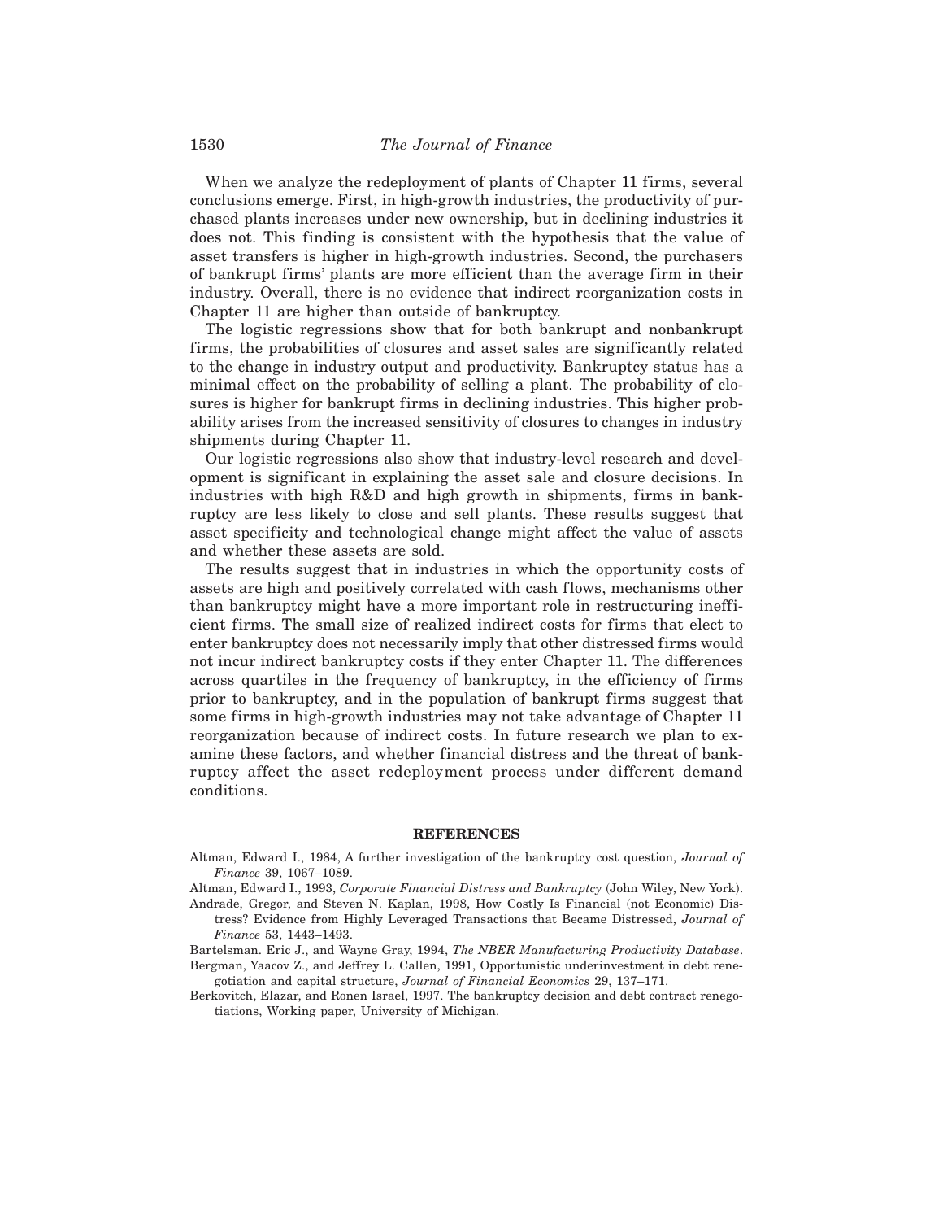When we analyze the redeployment of plants of Chapter 11 firms, several conclusions emerge. First, in high-growth industries, the productivity of purchased plants increases under new ownership, but in declining industries it does not. This finding is consistent with the hypothesis that the value of asset transfers is higher in high-growth industries. Second, the purchasers of bankrupt firms' plants are more efficient than the average firm in their industry. Overall, there is no evidence that indirect reorganization costs in Chapter 11 are higher than outside of bankruptcy.

The logistic regressions show that for both bankrupt and nonbankrupt firms, the probabilities of closures and asset sales are significantly related to the change in industry output and productivity. Bankruptcy status has a minimal effect on the probability of selling a plant. The probability of closures is higher for bankrupt firms in declining industries. This higher probability arises from the increased sensitivity of closures to changes in industry shipments during Chapter 11.

Our logistic regressions also show that industry-level research and development is significant in explaining the asset sale and closure decisions. In industries with high R&D and high growth in shipments, firms in bankruptcy are less likely to close and sell plants. These results suggest that asset specificity and technological change might affect the value of assets and whether these assets are sold.

The results suggest that in industries in which the opportunity costs of assets are high and positively correlated with cash flows, mechanisms other than bankruptcy might have a more important role in restructuring inefficient firms. The small size of realized indirect costs for firms that elect to enter bankruptcy does not necessarily imply that other distressed firms would not incur indirect bankruptcy costs if they enter Chapter 11. The differences across quartiles in the frequency of bankruptcy, in the efficiency of firms prior to bankruptcy, and in the population of bankrupt firms suggest that some firms in high-growth industries may not take advantage of Chapter 11 reorganization because of indirect costs. In future research we plan to examine these factors, and whether financial distress and the threat of bankruptcy affect the asset redeployment process under different demand conditions.

## REFERENCES

Altman, Edward I., 1984, A further investigation of the bankruptcy cost question, *Journal of Finance* 39, 1067–1089.

Altman, Edward I., 1993, *Corporate Financial Distress and Bankruptcy* (John Wiley, New York).

Andrade, Gregor, and Steven N. Kaplan, 1998, How Costly Is Financial (not Economic) Distress? Evidence from Highly Leveraged Transactions that Became Distressed, *Journal of Finance* 53, 1443–1493.

Bartelsman. Eric J., and Wayne Gray, 1994, *The NBER Manufacturing Productivity Database*.

Bergman, Yaacov Z., and Jeffrey L. Callen, 1991, Opportunistic underinvestment in debt renegotiation and capital structure, *Journal of Financial Economics* 29, 137–171.

Berkovitch, Elazar, and Ronen Israel, 1997. The bankruptcy decision and debt contract renegotiations, Working paper, University of Michigan.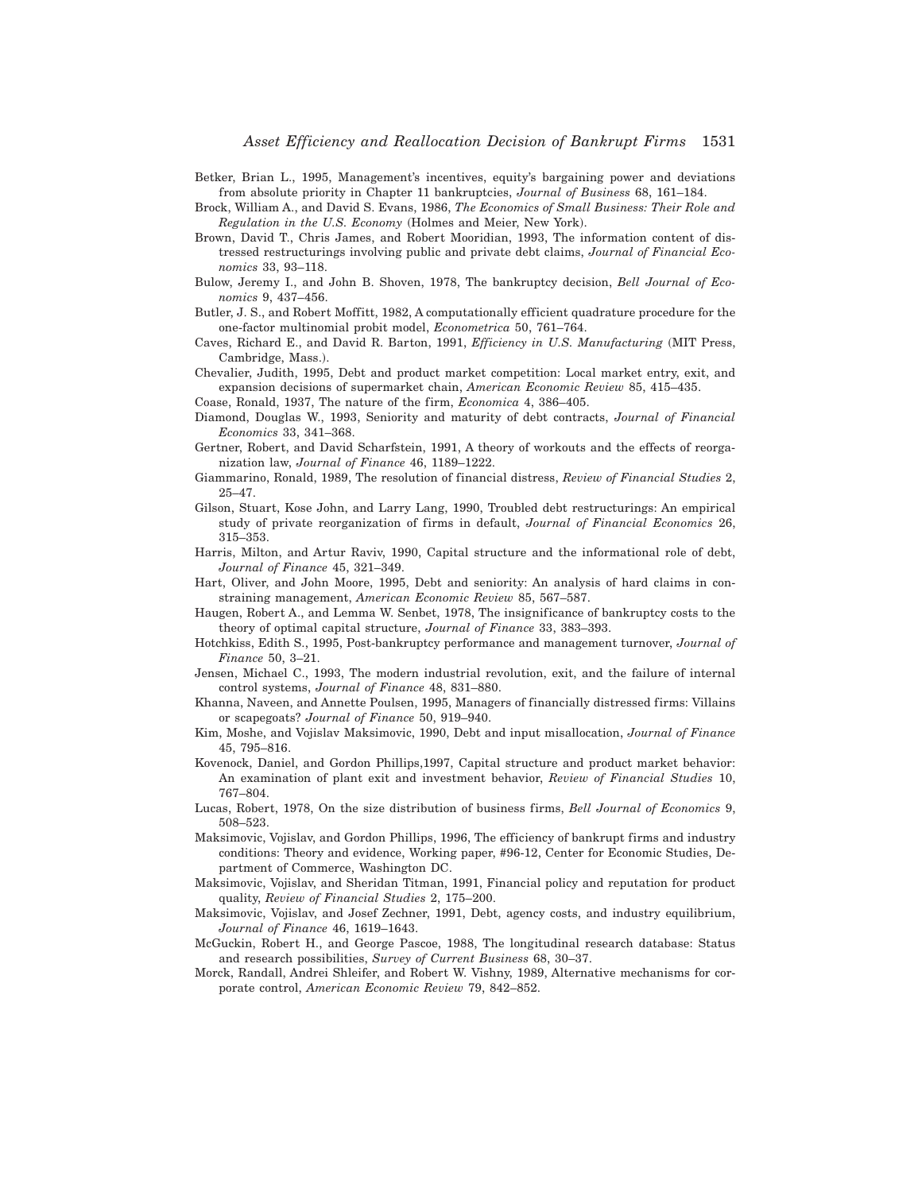Betker, Brian L., 1995, Management's incentives, equity's bargaining power and deviations from absolute priority in Chapter 11 bankruptcies, *Journal of Business* 68, 161–184.

Brock, William A., and David S. Evans, 1986, *The Economics of Small Business: Their Role and Regulation in the U.S. Economy* (Holmes and Meier, New York).

Brown, David T., Chris James, and Robert Mooridian, 1993, The information content of distressed restructurings involving public and private debt claims, *Journal of Financial Economics* 33, 93–118.

Bulow, Jeremy I., and John B. Shoven, 1978, The bankruptcy decision, *Bell Journal of Economics* 9, 437–456.

Butler, J. S., and Robert Moffitt, 1982, A computationally efficient quadrature procedure for the one-factor multinomial probit model, *Econometrica* 50, 761–764.

Caves, Richard E., and David R. Barton, 1991, *Efficiency in U.S. Manufacturing* (MIT Press, Cambridge, Mass.).

Chevalier, Judith, 1995, Debt and product market competition: Local market entry, exit, and expansion decisions of supermarket chain, *American Economic Review* 85, 415–435.

Coase, Ronald, 1937, The nature of the firm, *Economica* 4, 386–405.

Diamond, Douglas W., 1993, Seniority and maturity of debt contracts, *Journal of Financial Economics* 33, 341–368.

Gertner, Robert, and David Scharfstein, 1991, A theory of workouts and the effects of reorganization law, *Journal of Finance* 46, 1189–1222.

Giammarino, Ronald, 1989, The resolution of financial distress, *Review of Financial Studies* 2, 25–47.

Gilson, Stuart, Kose John, and Larry Lang, 1990, Troubled debt restructurings: An empirical study of private reorganization of firms in default, *Journal of Financial Economics* 26, 315–353.

Harris, Milton, and Artur Raviv, 1990, Capital structure and the informational role of debt, *Journal of Finance* 45, 321–349.

Hart, Oliver, and John Moore, 1995, Debt and seniority: An analysis of hard claims in constraining management, *American Economic Review* 85, 567–587.

Haugen, Robert A., and Lemma W. Senbet, 1978, The insignificance of bankruptcy costs to the theory of optimal capital structure, *Journal of Finance* 33, 383–393.

Hotchkiss, Edith S., 1995, Post-bankruptcy performance and management turnover, *Journal of Finance* 50, 3–21.

Jensen, Michael C., 1993, The modern industrial revolution, exit, and the failure of internal control systems, *Journal of Finance* 48, 831–880.

Khanna, Naveen, and Annette Poulsen, 1995, Managers of financially distressed firms: Villains or scapegoats? *Journal of Finance* 50, 919–940.

Kim, Moshe, and Vojislav Maksimovic, 1990, Debt and input misallocation, *Journal of Finance* 45, 795–816.

Kovenock, Daniel, and Gordon Phillips,1997, Capital structure and product market behavior: An examination of plant exit and investment behavior, *Review of Financial Studies* 10, 767–804.

Lucas, Robert, 1978, On the size distribution of business firms, *Bell Journal of Economics* 9, 508–523.

Maksimovic, Vojislav, and Gordon Phillips, 1996, The efficiency of bankrupt firms and industry conditions: Theory and evidence, Working paper, #96-12, Center for Economic Studies, Department of Commerce, Washington DC.

Maksimovic, Vojislav, and Sheridan Titman, 1991, Financial policy and reputation for product quality, *Review of Financial Studies* 2, 175–200.

Maksimovic, Vojislav, and Josef Zechner, 1991, Debt, agency costs, and industry equilibrium, *Journal of Finance* 46, 1619–1643.

McGuckin, Robert H., and George Pascoe, 1988, The longitudinal research database: Status and research possibilities, *Survey of Current Business* 68, 30–37.

Morck, Randall, Andrei Shleifer, and Robert W. Vishny, 1989, Alternative mechanisms for corporate control, *American Economic Review* 79, 842–852.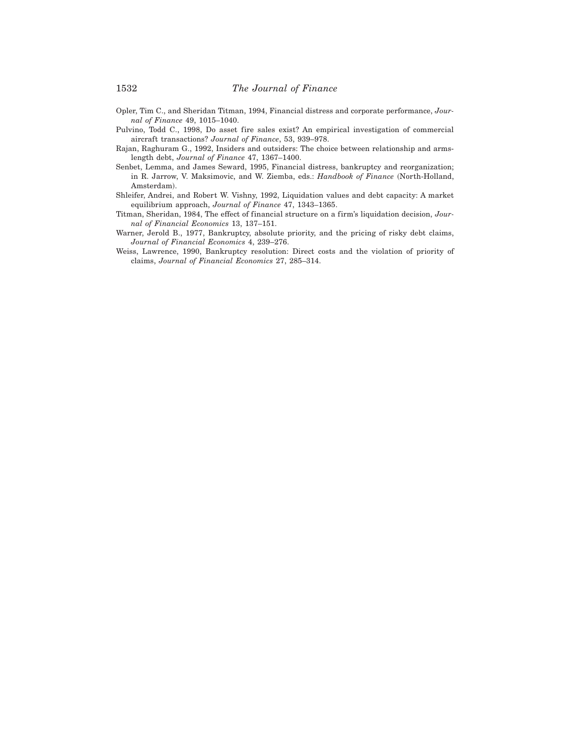Opler, Tim C., and Sheridan Titman, 1994, Financial distress and corporate performance, *Journal of Finance* 49, 1015–1040.

Pulvino, Todd C., 1998, Do asset fire sales exist? An empirical investigation of commercial aircraft transactions? *Journal of Finance*, 53, 939–978.

Rajan, Raghuram G., 1992, Insiders and outsiders: The choice between relationship and arms-length debt, *Journal of Finance* 47, 1367–1400.

Senbet, Lemma, and James Seward, 1995, Financial distress, bankruptcy and reorganization; in R. Jarrow, V. Maksimovic, and W. Ziemba, eds.: *Handbook of Finance* (North-Holland, Amsterdam).

Shleifer, Andrei, and Robert W. Vishny, 1992, Liquidation values and debt capacity: A market equilibrium approach, *Journal of Finance* 47, 1343–1365.

Titman, Sheridan, 1984, The effect of financial structure on a firm's liquidation decision, *Journal of Financial Economics* 13, 137–151.

Warner, Jerold B., 1977, Bankruptcy, absolute priority, and the pricing of risky debt claims, *Journal of Financial Economics* 4, 239–276.

Weiss, Lawrence, 1990, Bankruptcy resolution: Direct costs and the violation of priority of claims, *Journal of Financial Economics* 27, 285–314.